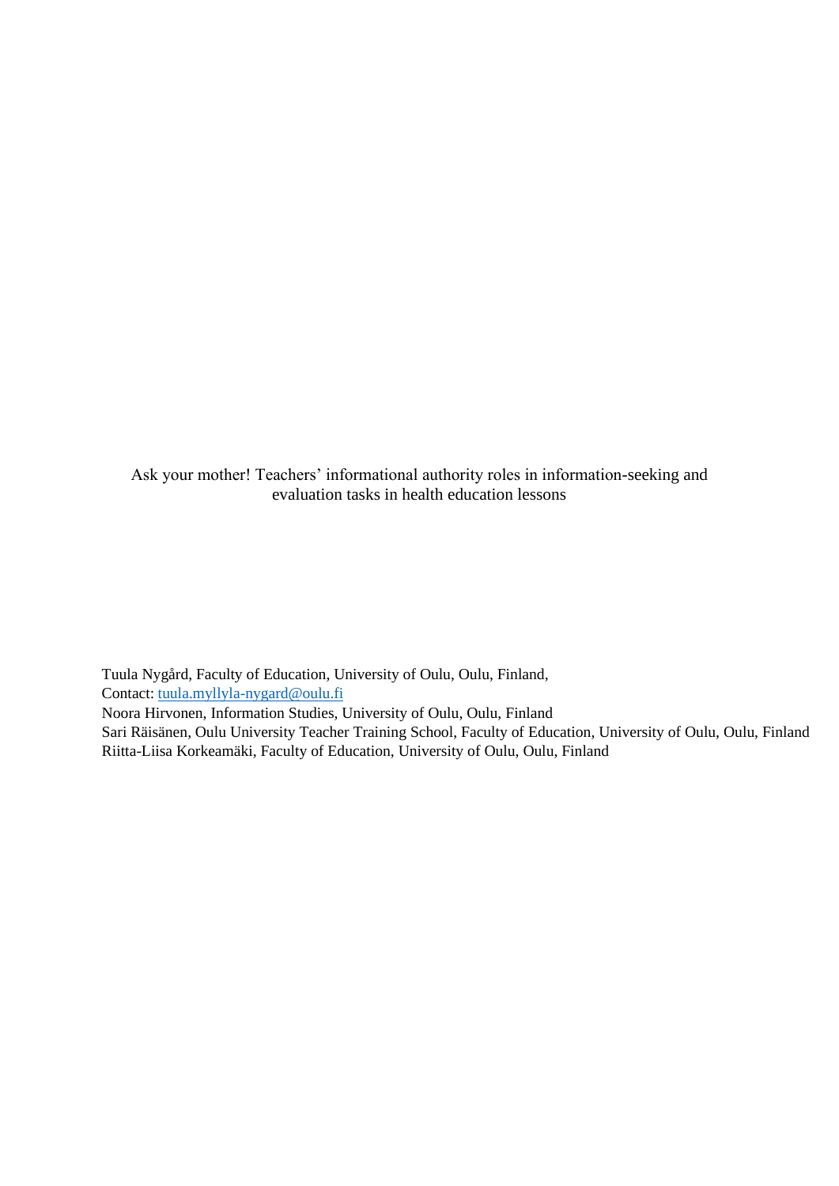# Ask your mother! Teachers' informational authority roles in information-seeking and evaluation tasks in health education lessons

Tuula Nygård, Faculty of Education, University of Oulu, Oulu, Finland,
Contact: tuula.myllyla-nygard@oulu.fi
Noora Hirvonen, Information Studies, University of Oulu, Oulu, Finland
Sari Räisänen, Oulu University Teacher Training School, Faculty of Education, University of Oulu, Oulu, Finland
Riitta-Liisa Korkeamäki, Faculty of Education, University of Oulu, Oulu, Finland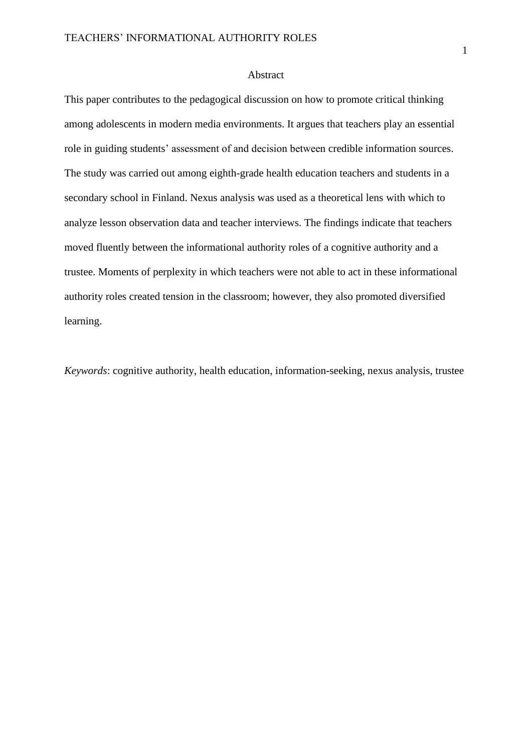# Abstract

This paper contributes to the pedagogical discussion on how to promote critical thinking among adolescents in modern media environments. It argues that teachers play an essential role in guiding students' assessment of and decision between credible information sources. The study was carried out among eighth-grade health education teachers and students in a secondary school in Finland. Nexus analysis was used as a theoretical lens with which to analyze lesson observation data and teacher interviews. The findings indicate that teachers moved fluently between the informational authority roles of a cognitive authority and a trustee. Moments of perplexity in which teachers were not able to act in these informational authority roles created tension in the classroom; however, they also promoted diversified learning.

*Keywords*: cognitive authority, health education, information-seeking, nexus analysis, trustee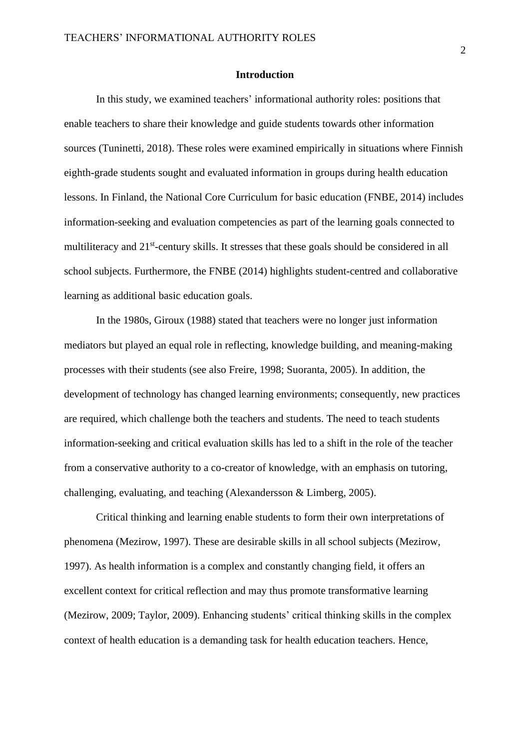## Introduction

In this study, we examined teachers' informational authority roles: positions that enable teachers to share their knowledge and guide students towards other information sources (Tuninetti, 2018). These roles were examined empirically in situations where Finnish eighth-grade students sought and evaluated information in groups during health education lessons. In Finland, the National Core Curriculum for basic education (FNBE, 2014) includes information-seeking and evaluation competencies as part of the learning goals connected to multiliteracy and 21st-century skills. It stresses that these goals should be considered in all school subjects. Furthermore, the FNBE (2014) highlights student-centred and collaborative learning as additional basic education goals.

In the 1980s, Giroux (1988) stated that teachers were no longer just information mediators but played an equal role in reflecting, knowledge building, and meaning-making processes with their students (see also Freire, 1998; Suoranta, 2005). In addition, the development of technology has changed learning environments; consequently, new practices are required, which challenge both the teachers and students. The need to teach students information-seeking and critical evaluation skills has led to a shift in the role of the teacher from a conservative authority to a co-creator of knowledge, with an emphasis on tutoring, challenging, evaluating, and teaching (Alexandersson & Limberg, 2005).

Critical thinking and learning enable students to form their own interpretations of phenomena (Mezirow, 1997). These are desirable skills in all school subjects (Mezirow, 1997). As health information is a complex and constantly changing field, it offers an excellent context for critical reflection and may thus promote transformative learning (Mezirow, 2009; Taylor, 2009). Enhancing students' critical thinking skills in the complex context of health education is a demanding task for health education teachers. Hence,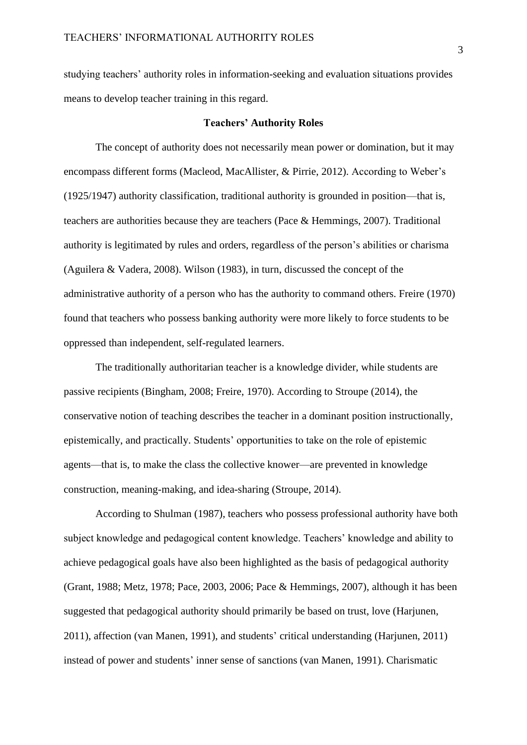studying teachers' authority roles in information-seeking and evaluation situations provides means to develop teacher training in this regard.

## Teachers' Authority Roles

The concept of authority does not necessarily mean power or domination, but it may encompass different forms (Macleod, MacAllister, & Pirrie, 2012). According to Weber's (1925/1947) authority classification, traditional authority is grounded in position—that is, teachers are authorities because they are teachers (Pace & Hemmings, 2007). Traditional authority is legitimated by rules and orders, regardless of the person's abilities or charisma (Aguilera & Vadera, 2008). Wilson (1983), in turn, discussed the concept of the administrative authority of a person who has the authority to command others. Freire (1970) found that teachers who possess banking authority were more likely to force students to be oppressed than independent, self-regulated learners.

The traditionally authoritarian teacher is a knowledge divider, while students are passive recipients (Bingham, 2008; Freire, 1970). According to Stroupe (2014), the conservative notion of teaching describes the teacher in a dominant position instructionally, epistemically, and practically. Students' opportunities to take on the role of epistemic agents—that is, to make the class the collective knower—are prevented in knowledge construction, meaning-making, and idea-sharing (Stroupe, 2014).

According to Shulman (1987), teachers who possess professional authority have both subject knowledge and pedagogical content knowledge. Teachers' knowledge and ability to achieve pedagogical goals have also been highlighted as the basis of pedagogical authority (Grant, 1988; Metz, 1978; Pace, 2003, 2006; Pace & Hemmings, 2007), although it has been suggested that pedagogical authority should primarily be based on trust, love (Harjunen, 2011), affection (van Manen, 1991), and students' critical understanding (Harjunen, 2011) instead of power and students' inner sense of sanctions (van Manen, 1991). Charismatic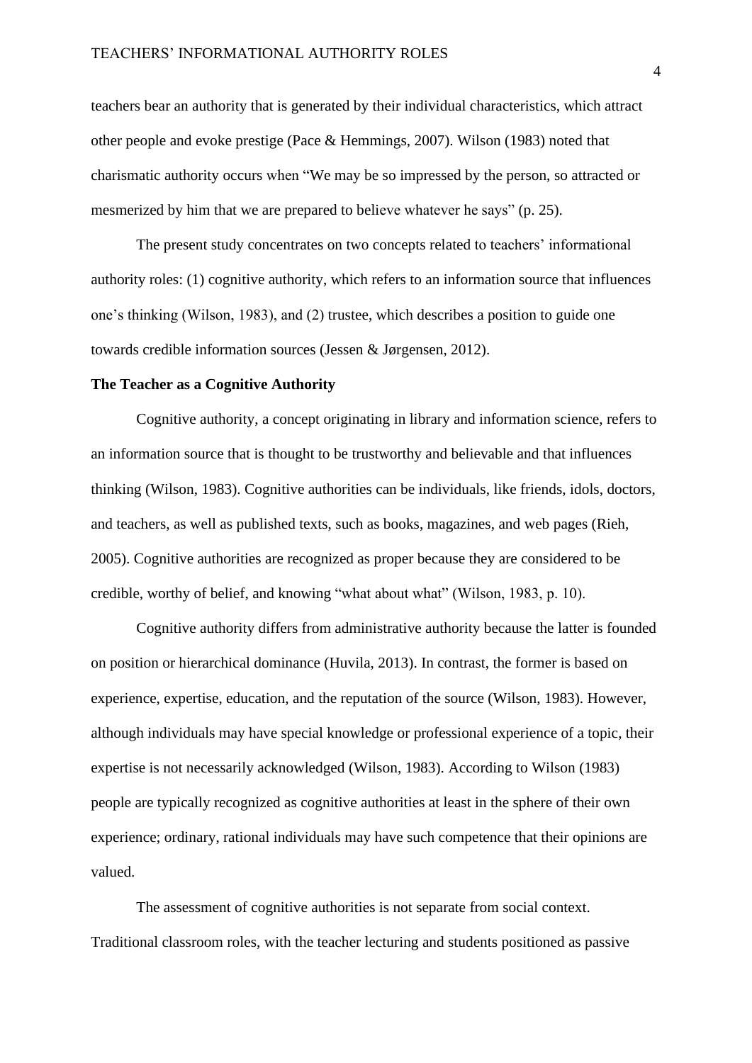teachers bear an authority that is generated by their individual characteristics, which attract other people and evoke prestige (Pace & Hemmings, 2007). Wilson (1983) noted that charismatic authority occurs when "We may be so impressed by the person, so attracted or mesmerized by him that we are prepared to believe whatever he says" (p. 25).

The present study concentrates on two concepts related to teachers' informational authority roles: (1) cognitive authority, which refers to an information source that influences one's thinking (Wilson, 1983), and (2) trustee, which describes a position to guide one towards credible information sources (Jessen & Jørgensen, 2012).

**The Teacher as a Cognitive Authority**

Cognitive authority, a concept originating in library and information science, refers to an information source that is thought to be trustworthy and believable and that influences thinking (Wilson, 1983). Cognitive authorities can be individuals, like friends, idols, doctors, and teachers, as well as published texts, such as books, magazines, and web pages (Rieh, 2005). Cognitive authorities are recognized as proper because they are considered to be credible, worthy of belief, and knowing "what about what" (Wilson, 1983, p. 10).

Cognitive authority differs from administrative authority because the latter is founded on position or hierarchical dominance (Huvila, 2013). In contrast, the former is based on experience, expertise, education, and the reputation of the source (Wilson, 1983). However, although individuals may have special knowledge or professional experience of a topic, their expertise is not necessarily acknowledged (Wilson, 1983). According to Wilson (1983) people are typically recognized as cognitive authorities at least in the sphere of their own experience; ordinary, rational individuals may have such competence that their opinions are valued.

The assessment of cognitive authorities is not separate from social context. Traditional classroom roles, with the teacher lecturing and students positioned as passive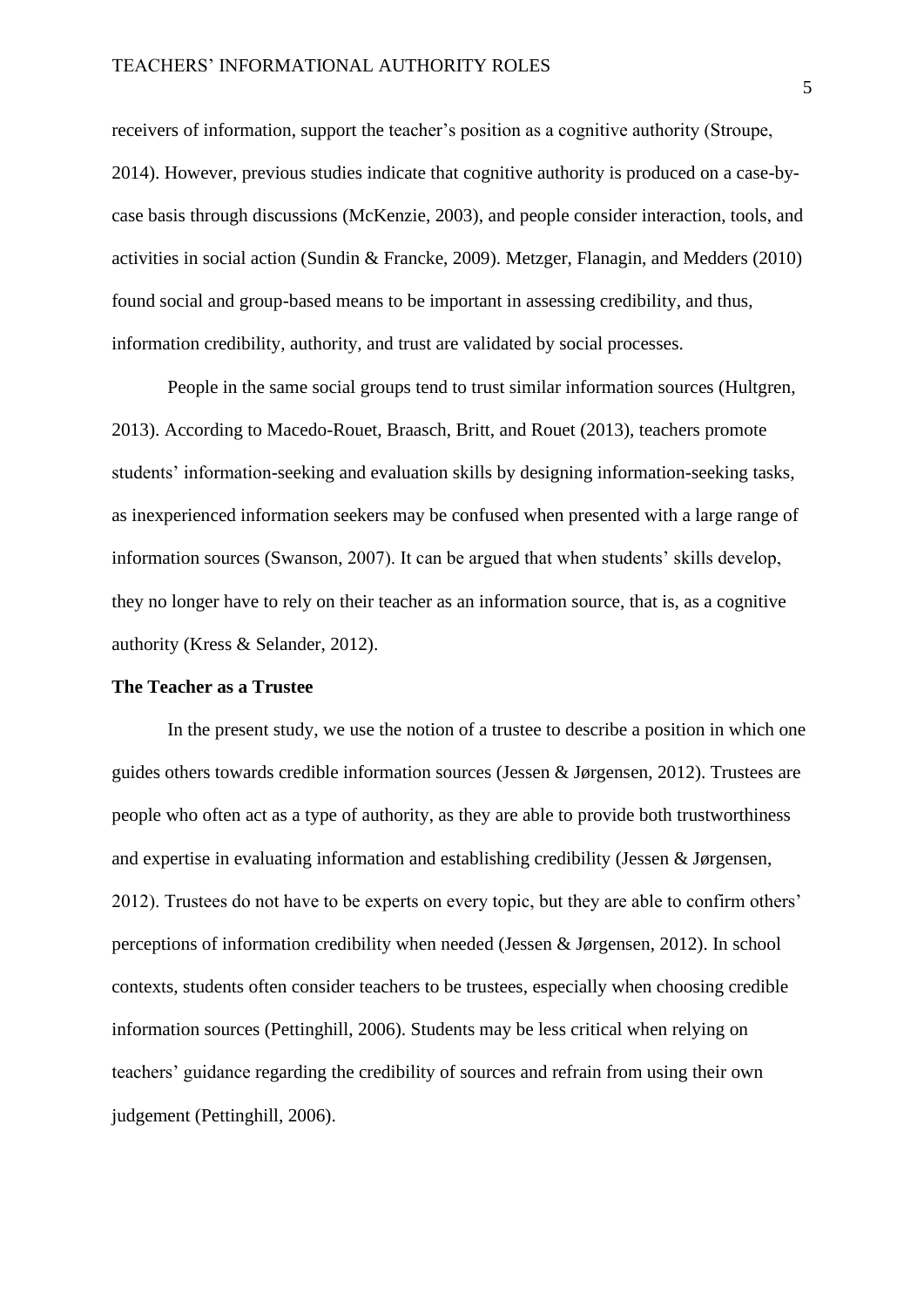receivers of information, support the teacher's position as a cognitive authority (Stroupe, 2014). However, previous studies indicate that cognitive authority is produced on a case-by-case basis through discussions (McKenzie, 2003), and people consider interaction, tools, and activities in social action (Sundin & Francke, 2009). Metzger, Flanagin, and Medders (2010) found social and group-based means to be important in assessing credibility, and thus, information credibility, authority, and trust are validated by social processes.

People in the same social groups tend to trust similar information sources (Hultgren, 2013). According to Macedo-Rouet, Braasch, Britt, and Rouet (2013), teachers promote students' information-seeking and evaluation skills by designing information-seeking tasks, as inexperienced information seekers may be confused when presented with a large range of information sources (Swanson, 2007). It can be argued that when students' skills develop, they no longer have to rely on their teacher as an information source, that is, as a cognitive authority (Kress & Selander, 2012).

### The Teacher as a Trustee

In the present study, we use the notion of a trustee to describe a position in which one guides others towards credible information sources (Jessen & Jørgensen, 2012). Trustees are people who often act as a type of authority, as they are able to provide both trustworthiness and expertise in evaluating information and establishing credibility (Jessen & Jørgensen, 2012). Trustees do not have to be experts on every topic, but they are able to confirm others' perceptions of information credibility when needed (Jessen & Jørgensen, 2012). In school contexts, students often consider teachers to be trustees, especially when choosing credible information sources (Pettinghill, 2006). Students may be less critical when relying on teachers' guidance regarding the credibility of sources and refrain from using their own judgement (Pettinghill, 2006).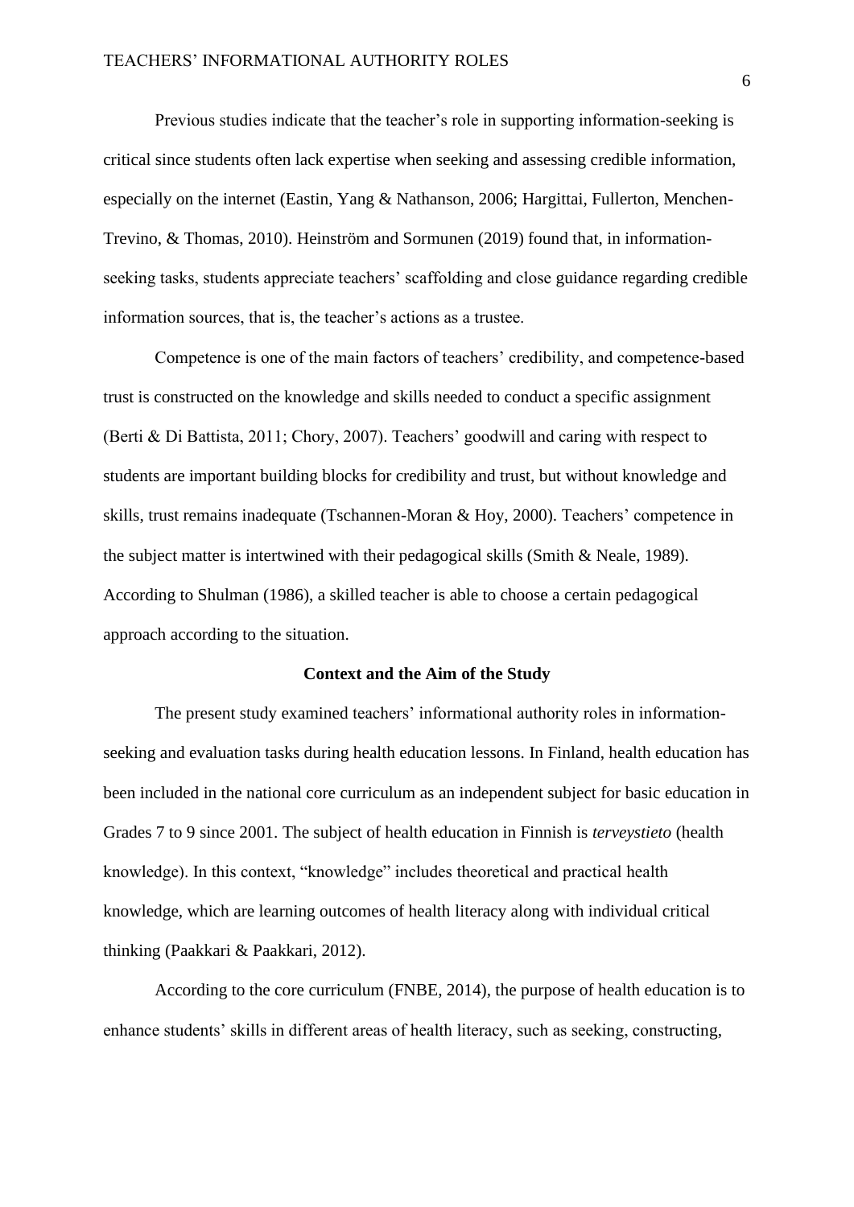Previous studies indicate that the teacher's role in supporting information-seeking is critical since students often lack expertise when seeking and assessing credible information, especially on the internet (Eastin, Yang & Nathanson, 2006; Hargittai, Fullerton, Menchen-Trevino, & Thomas, 2010). Heinström and Sormunen (2019) found that, in information-seeking tasks, students appreciate teachers' scaffolding and close guidance regarding credible information sources, that is, the teacher's actions as a trustee.

Competence is one of the main factors of teachers' credibility, and competence-based trust is constructed on the knowledge and skills needed to conduct a specific assignment (Berti & Di Battista, 2011; Chory, 2007). Teachers' goodwill and caring with respect to students are important building blocks for credibility and trust, but without knowledge and skills, trust remains inadequate (Tschannen-Moran & Hoy, 2000). Teachers' competence in the subject matter is intertwined with their pedagogical skills (Smith & Neale, 1989). According to Shulman (1986), a skilled teacher is able to choose a certain pedagogical approach according to the situation.

## Context and the Aim of the Study

The present study examined teachers' informational authority roles in information-seeking and evaluation tasks during health education lessons. In Finland, health education has been included in the national core curriculum as an independent subject for basic education in Grades 7 to 9 since 2001. The subject of health education in Finnish is *terveystieto* (health knowledge). In this context, "knowledge" includes theoretical and practical health knowledge, which are learning outcomes of health literacy along with individual critical thinking (Paakkari & Paakkari, 2012).

According to the core curriculum (FNBE, 2014), the purpose of health education is to enhance students' skills in different areas of health literacy, such as seeking, constructing,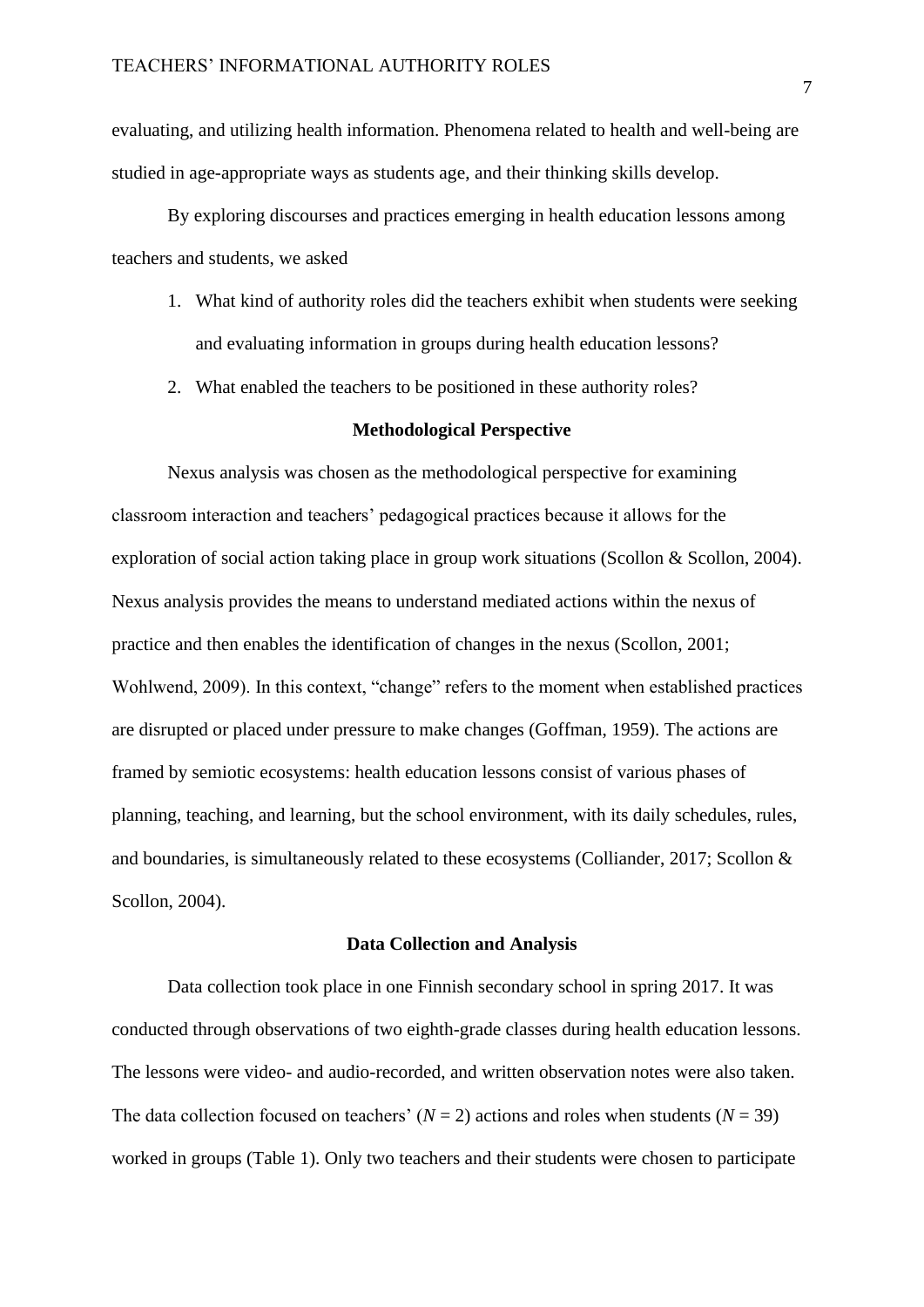evaluating, and utilizing health information. Phenomena related to health and well-being are studied in age-appropriate ways as students age, and their thinking skills develop.

By exploring discourses and practices emerging in health education lessons among teachers and students, we asked

1. What kind of authority roles did the teachers exhibit when students were seeking and evaluating information in groups during health education lessons?
2. What enabled the teachers to be positioned in these authority roles?

## Methodological Perspective

Nexus analysis was chosen as the methodological perspective for examining classroom interaction and teachers' pedagogical practices because it allows for the exploration of social action taking place in group work situations (Scollon & Scollon, 2004). Nexus analysis provides the means to understand mediated actions within the nexus of practice and then enables the identification of changes in the nexus (Scollon, 2001; Wohlwend, 2009). In this context, "change" refers to the moment when established practices are disrupted or placed under pressure to make changes (Goffman, 1959). The actions are framed by semiotic ecosystems: health education lessons consist of various phases of planning, teaching, and learning, but the school environment, with its daily schedules, rules, and boundaries, is simultaneously related to these ecosystems (Colliander, 2017; Scollon & Scollon, 2004).

## Data Collection and Analysis

Data collection took place in one Finnish secondary school in spring 2017. It was conducted through observations of two eighth-grade classes during health education lessons. The lessons were video- and audio-recorded, and written observation notes were also taken. The data collection focused on teachers' ($N$ = 2) actions and roles when students ($N$ = 39) worked in groups (Table 1). Only two teachers and their students were chosen to participate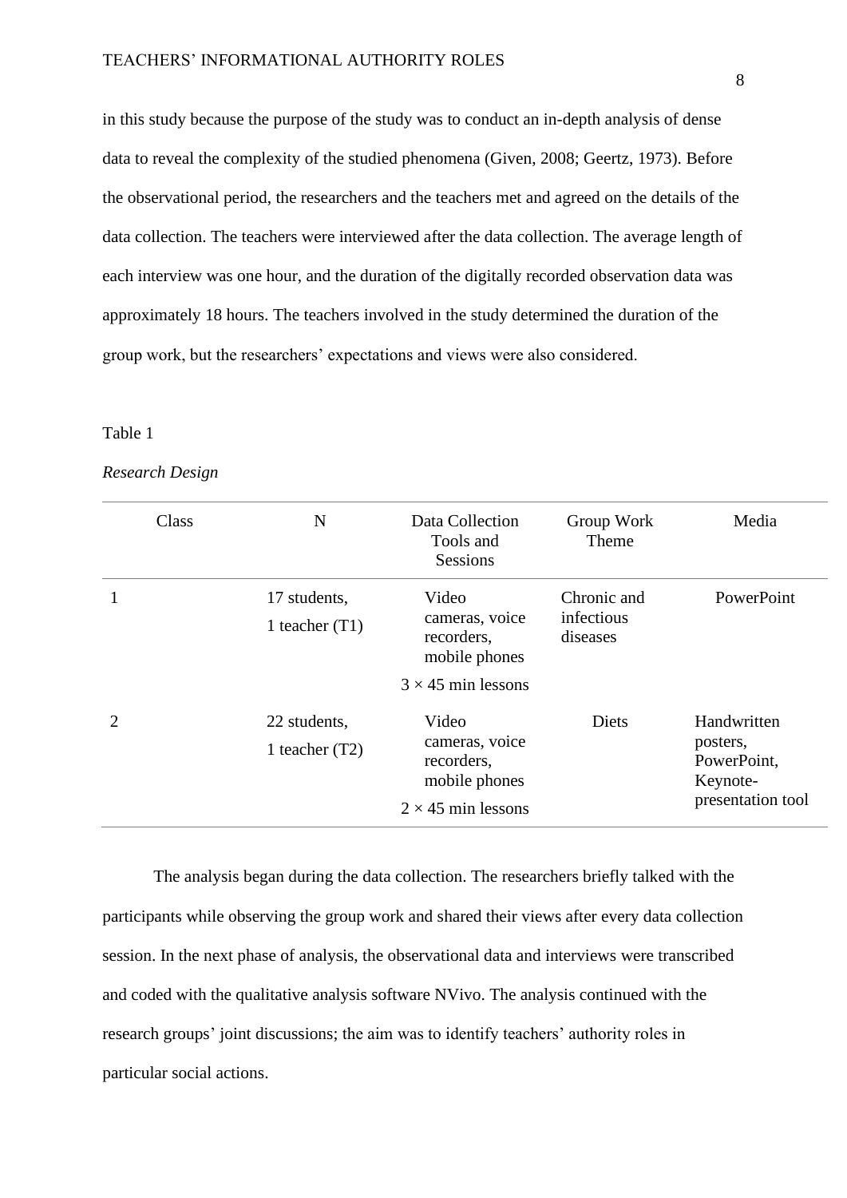in this study because the purpose of the study was to conduct an in-depth analysis of dense data to reveal the complexity of the studied phenomena (Given, 2008; Geertz, 1973). Before the observational period, the researchers and the teachers met and agreed on the details of the data collection. The teachers were interviewed after the data collection. The average length of each interview was one hour, and the duration of the digitally recorded observation data was approximately 18 hours. The teachers involved in the study determined the duration of the group work, but the researchers' expectations and views were also considered.

Table 1

*Research Design*

| Class | N | Data Collection Tools and Sessions | Group Work Theme | Media |
|---|---|---|---|---|
| 1 | 17 students, 1 teacher (T1) | Video cameras, voice recorders, mobile phones<br>3 × 45 min lessons | Chronic and infectious diseases | PowerPoint |
| 2 | 22 students, 1 teacher (T2) | Video cameras, voice recorders, mobile phones<br>2 × 45 min lessons | Diets | Handwritten posters, PowerPoint, Keynote-presentation tool |

The analysis began during the data collection. The researchers briefly talked with the participants while observing the group work and shared their views after every data collection session. In the next phase of analysis, the observational data and interviews were transcribed and coded with the qualitative analysis software NVivo. The analysis continued with the research groups' joint discussions; the aim was to identify teachers' authority roles in particular social actions.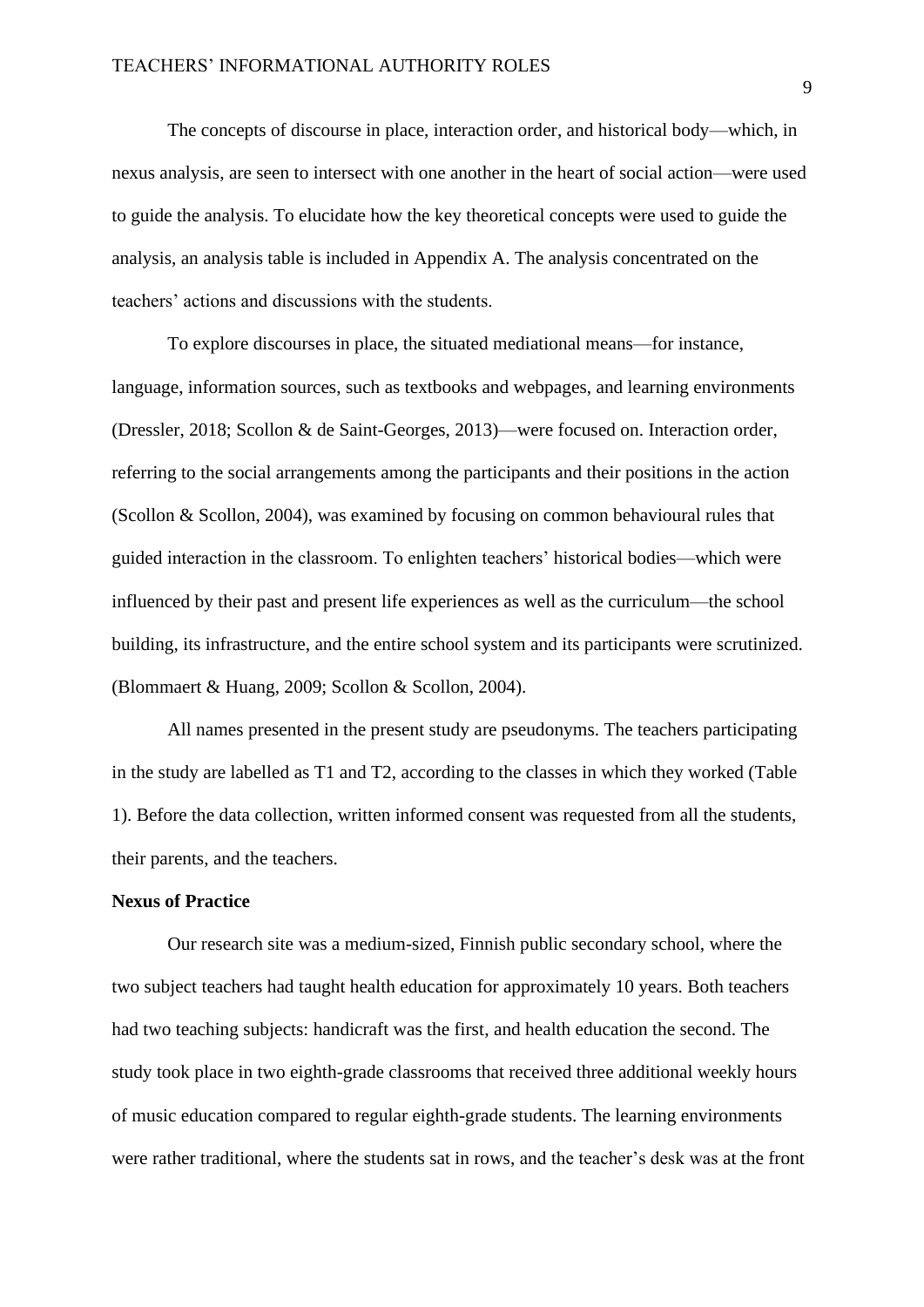The concepts of discourse in place, interaction order, and historical body—which, in nexus analysis, are seen to intersect with one another in the heart of social action—were used to guide the analysis. To elucidate how the key theoretical concepts were used to guide the analysis, an analysis table is included in Appendix A. The analysis concentrated on the teachers' actions and discussions with the students.

To explore discourses in place, the situated mediational means—for instance, language, information sources, such as textbooks and webpages, and learning environments (Dressler, 2018; Scollon & de Saint-Georges, 2013)—were focused on. Interaction order, referring to the social arrangements among the participants and their positions in the action (Scollon & Scollon, 2004), was examined by focusing on common behavioural rules that guided interaction in the classroom. To enlighten teachers' historical bodies—which were influenced by their past and present life experiences as well as the curriculum—the school building, its infrastructure, and the entire school system and its participants were scrutinized. (Blommaert & Huang, 2009; Scollon & Scollon, 2004).

All names presented in the present study are pseudonyms. The teachers participating in the study are labelled as T1 and T2, according to the classes in which they worked (Table 1). Before the data collection, written informed consent was requested from all the students, their parents, and the teachers.

**Nexus of Practice**

Our research site was a medium-sized, Finnish public secondary school, where the two subject teachers had taught health education for approximately 10 years. Both teachers had two teaching subjects: handicraft was the first, and health education the second. The study took place in two eighth-grade classrooms that received three additional weekly hours of music education compared to regular eighth-grade students. The learning environments were rather traditional, where the students sat in rows, and the teacher's desk was at the front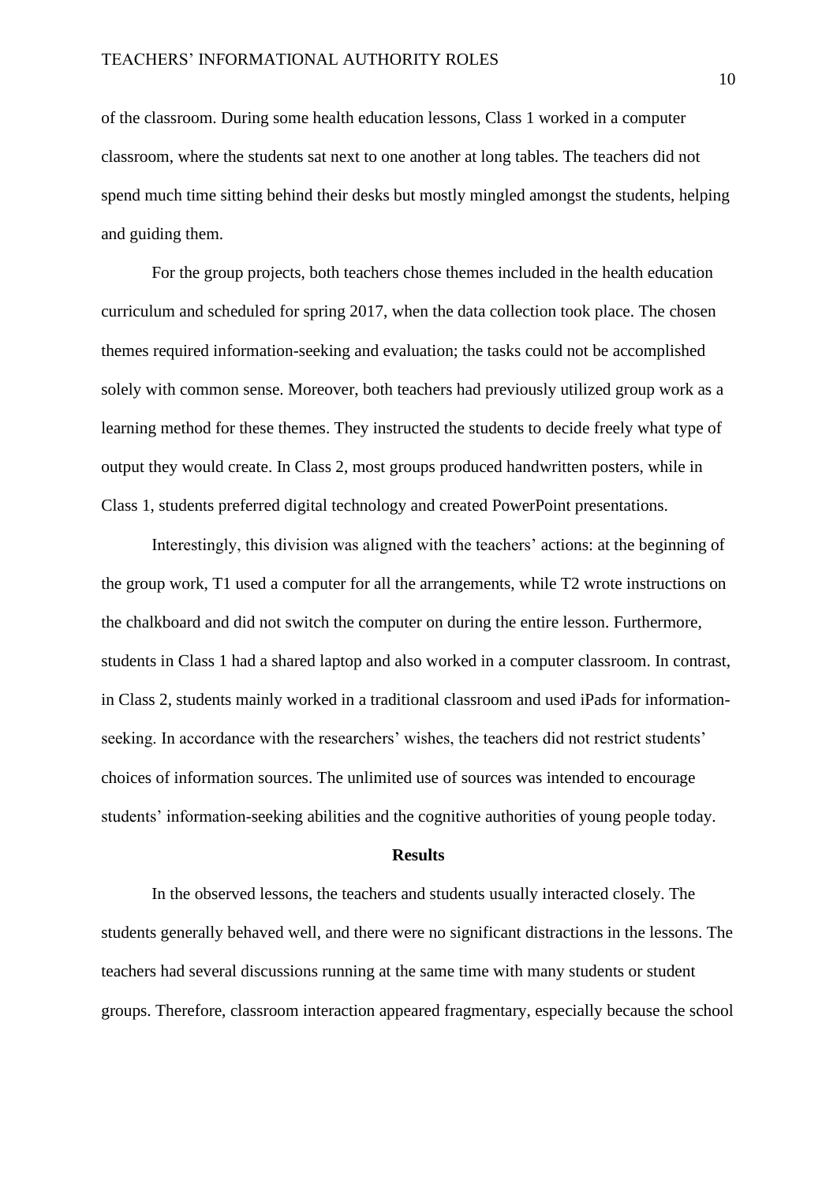of the classroom. During some health education lessons, Class 1 worked in a computer classroom, where the students sat next to one another at long tables. The teachers did not spend much time sitting behind their desks but mostly mingled amongst the students, helping and guiding them.

For the group projects, both teachers chose themes included in the health education curriculum and scheduled for spring 2017, when the data collection took place. The chosen themes required information-seeking and evaluation; the tasks could not be accomplished solely with common sense. Moreover, both teachers had previously utilized group work as a learning method for these themes. They instructed the students to decide freely what type of output they would create. In Class 2, most groups produced handwritten posters, while in Class 1, students preferred digital technology and created PowerPoint presentations.

Interestingly, this division was aligned with the teachers' actions: at the beginning of the group work, T1 used a computer for all the arrangements, while T2 wrote instructions on the chalkboard and did not switch the computer on during the entire lesson. Furthermore, students in Class 1 had a shared laptop and also worked in a computer classroom. In contrast, in Class 2, students mainly worked in a traditional classroom and used iPads for information-seeking. In accordance with the researchers' wishes, the teachers did not restrict students' choices of information sources. The unlimited use of sources was intended to encourage students' information-seeking abilities and the cognitive authorities of young people today.

## Results

In the observed lessons, the teachers and students usually interacted closely. The students generally behaved well, and there were no significant distractions in the lessons. The teachers had several discussions running at the same time with many students or student groups. Therefore, classroom interaction appeared fragmentary, especially because the school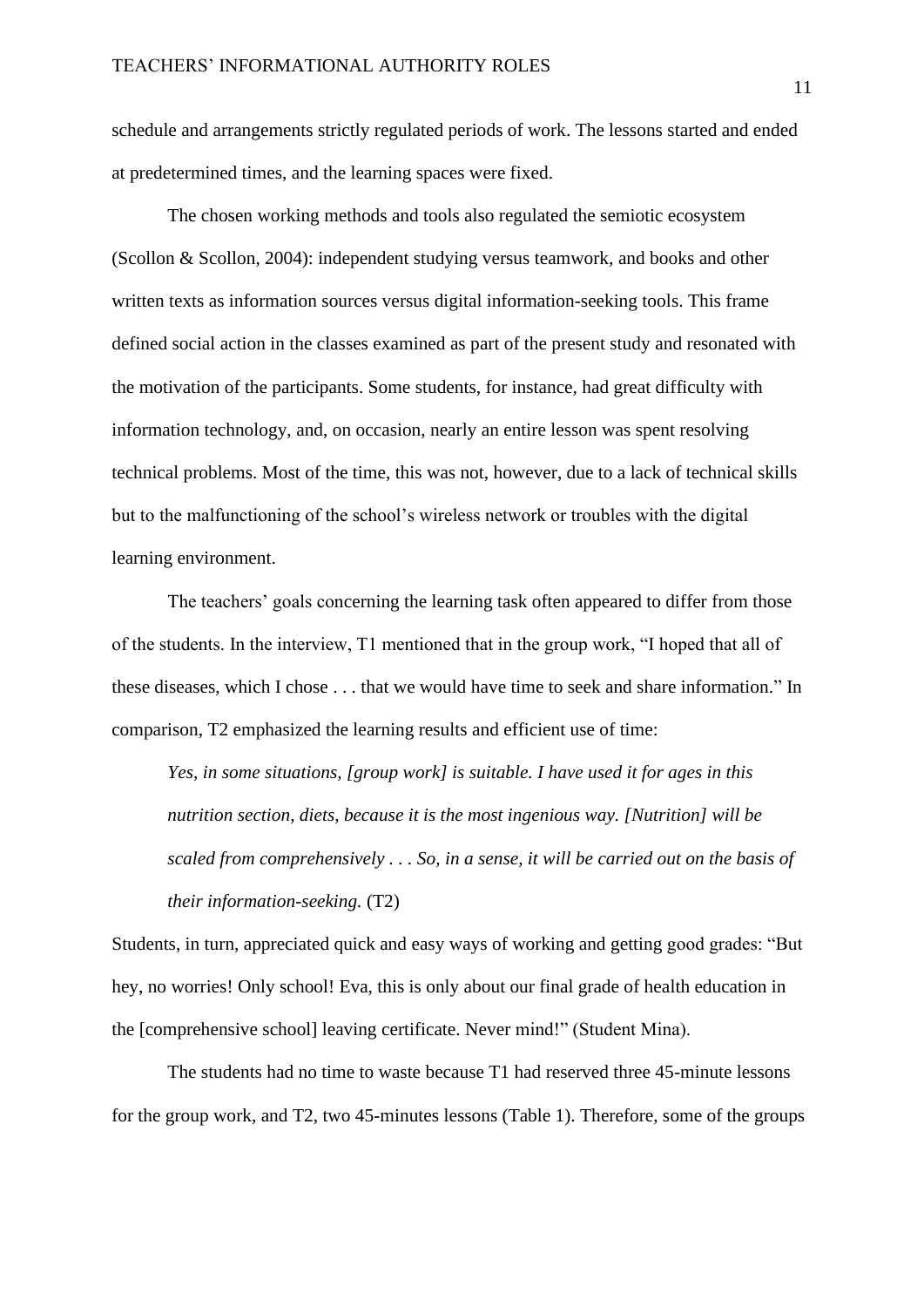schedule and arrangements strictly regulated periods of work. The lessons started and ended at predetermined times, and the learning spaces were fixed.

The chosen working methods and tools also regulated the semiotic ecosystem (Scollon & Scollon, 2004): independent studying versus teamwork, and books and other written texts as information sources versus digital information-seeking tools. This frame defined social action in the classes examined as part of the present study and resonated with the motivation of the participants. Some students, for instance, had great difficulty with information technology, and, on occasion, nearly an entire lesson was spent resolving technical problems. Most of the time, this was not, however, due to a lack of technical skills but to the malfunctioning of the school's wireless network or troubles with the digital learning environment.

The teachers' goals concerning the learning task often appeared to differ from those of the students. In the interview, T1 mentioned that in the group work, "I hoped that all of these diseases, which I chose . . . that we would have time to seek and share information." In comparison, T2 emphasized the learning results and efficient use of time:

> *Yes, in some situations, [group work] is suitable. I have used it for ages in this nutrition section, diets, because it is the most ingenious way. [Nutrition] will be scaled from comprehensively . . . So, in a sense, it will be carried out on the basis of their information-seeking.* (T2)

Students, in turn, appreciated quick and easy ways of working and getting good grades: "But hey, no worries! Only school! Eva, this is only about our final grade of health education in the [comprehensive school] leaving certificate. Never mind!" (Student Mina).

The students had no time to waste because T1 had reserved three 45-minute lessons for the group work, and T2, two 45-minutes lessons (Table 1). Therefore, some of the groups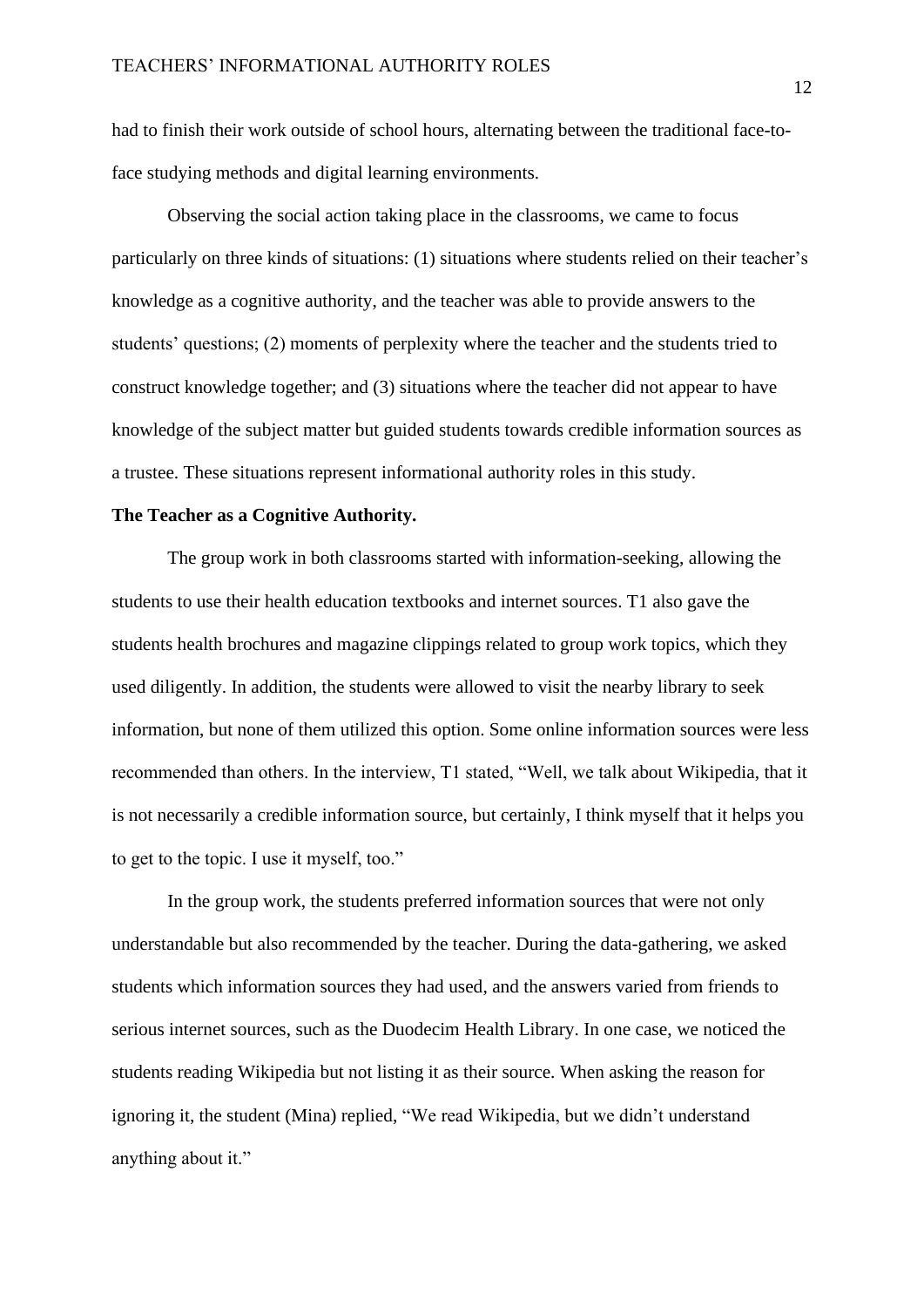had to finish their work outside of school hours, alternating between the traditional face-to-face studying methods and digital learning environments.

Observing the social action taking place in the classrooms, we came to focus particularly on three kinds of situations: (1) situations where students relied on their teacher's knowledge as a cognitive authority, and the teacher was able to provide answers to the students' questions; (2) moments of perplexity where the teacher and the students tried to construct knowledge together; and (3) situations where the teacher did not appear to have knowledge of the subject matter but guided students towards credible information sources as a trustee. These situations represent informational authority roles in this study.

**The Teacher as a Cognitive Authority.**

The group work in both classrooms started with information-seeking, allowing the students to use their health education textbooks and internet sources. T1 also gave the students health brochures and magazine clippings related to group work topics, which they used diligently. In addition, the students were allowed to visit the nearby library to seek information, but none of them utilized this option. Some online information sources were less recommended than others. In the interview, T1 stated, "Well, we talk about Wikipedia, that it is not necessarily a credible information source, but certainly, I think myself that it helps you to get to the topic. I use it myself, too."

In the group work, the students preferred information sources that were not only understandable but also recommended by the teacher. During the data-gathering, we asked students which information sources they had used, and the answers varied from friends to serious internet sources, such as the Duodecim Health Library. In one case, we noticed the students reading Wikipedia but not listing it as their source. When asking the reason for ignoring it, the student (Mina) replied, "We read Wikipedia, but we didn't understand anything about it."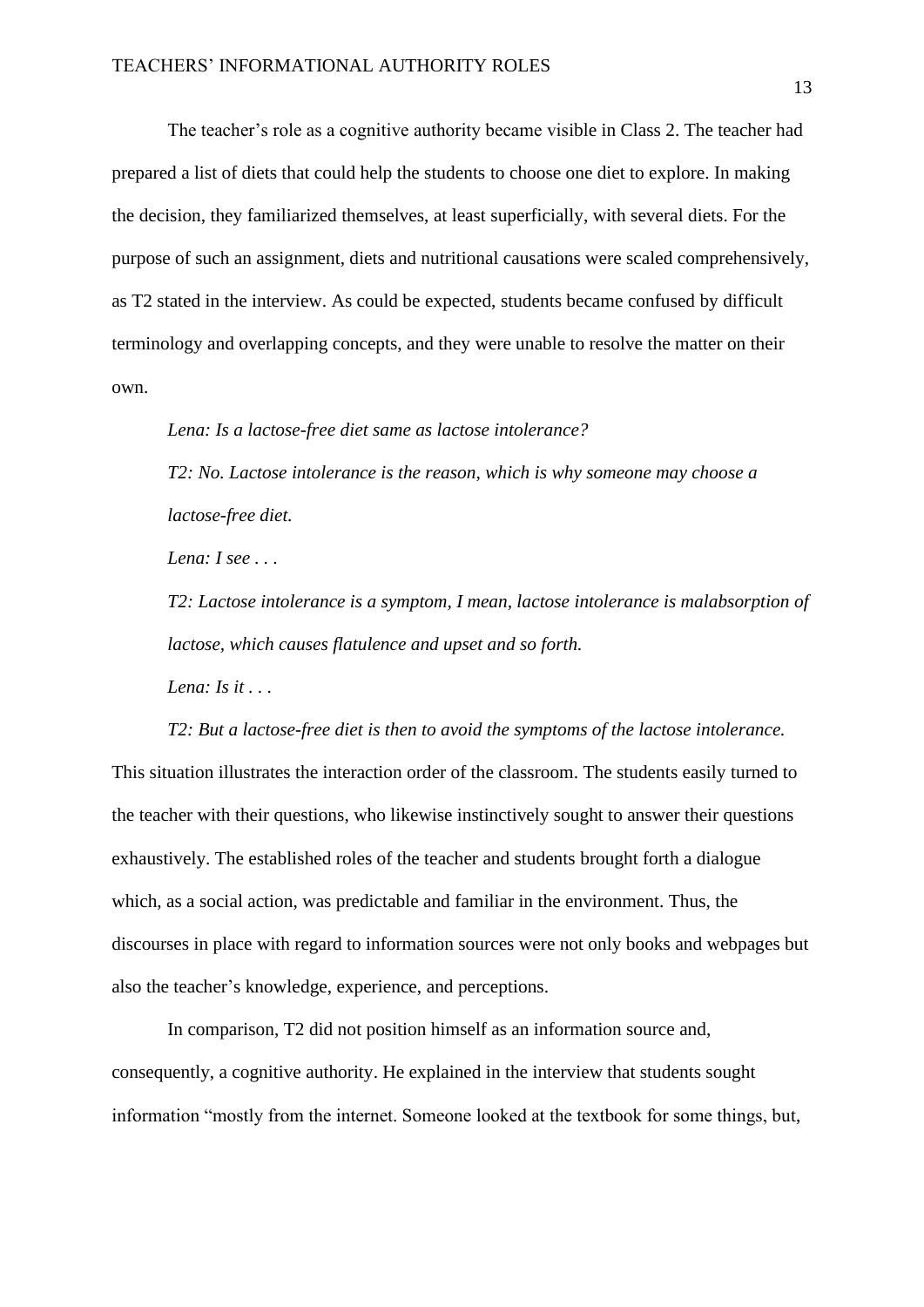The teacher's role as a cognitive authority became visible in Class 2. The teacher had prepared a list of diets that could help the students to choose one diet to explore. In making the decision, they familiarized themselves, at least superficially, with several diets. For the purpose of such an assignment, diets and nutritional causations were scaled comprehensively, as T2 stated in the interview. As could be expected, students became confused by difficult terminology and overlapping concepts, and they were unable to resolve the matter on their own.

*Lena: Is a lactose-free diet same as lactose intolerance?*

*T2: No. Lactose intolerance is the reason, which is why someone may choose a lactose-free diet.*

*Lena: I see . . .*

*T2: Lactose intolerance is a symptom, I mean, lactose intolerance is malabsorption of lactose, which causes flatulence and upset and so forth.*

*Lena: Is it . . .*

*T2: But a lactose-free diet is then to avoid the symptoms of the lactose intolerance.*

This situation illustrates the interaction order of the classroom. The students easily turned to the teacher with their questions, who likewise instinctively sought to answer their questions exhaustively. The established roles of the teacher and students brought forth a dialogue which, as a social action, was predictable and familiar in the environment. Thus, the discourses in place with regard to information sources were not only books and webpages but also the teacher's knowledge, experience, and perceptions.

In comparison, T2 did not position himself as an information source and, consequently, a cognitive authority. He explained in the interview that students sought information "mostly from the internet. Someone looked at the textbook for some things, but,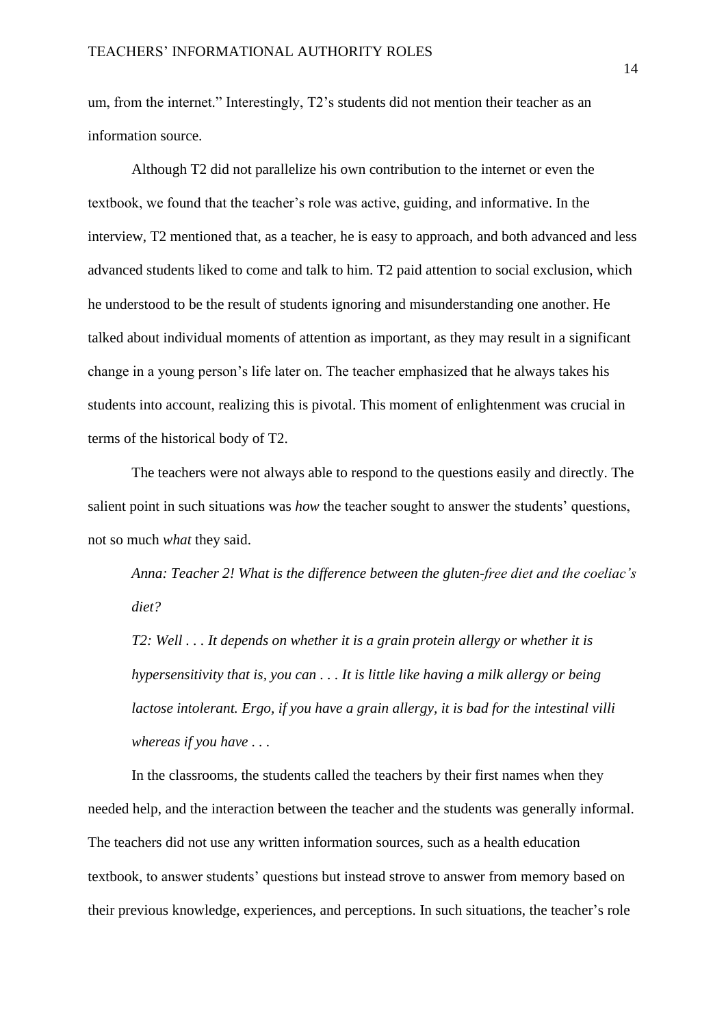um, from the internet." Interestingly, T2's students did not mention their teacher as an information source.

Although T2 did not parallelize his own contribution to the internet or even the textbook, we found that the teacher's role was active, guiding, and informative. In the interview, T2 mentioned that, as a teacher, he is easy to approach, and both advanced and less advanced students liked to come and talk to him. T2 paid attention to social exclusion, which he understood to be the result of students ignoring and misunderstanding one another. He talked about individual moments of attention as important, as they may result in a significant change in a young person's life later on. The teacher emphasized that he always takes his students into account, realizing this is pivotal. This moment of enlightenment was crucial in terms of the historical body of T2.

The teachers were not always able to respond to the questions easily and directly. The salient point in such situations was *how* the teacher sought to answer the students' questions, not so much *what* they said.

> *Anna: Teacher 2! What is the difference between the gluten-free diet and the coeliac's diet?*
>
> *T2: Well . . . It depends on whether it is a grain protein allergy or whether it is hypersensitivity that is, you can . . . It is little like having a milk allergy or being lactose intolerant. Ergo, if you have a grain allergy, it is bad for the intestinal villi whereas if you have . . .*

In the classrooms, the students called the teachers by their first names when they needed help, and the interaction between the teacher and the students was generally informal. The teachers did not use any written information sources, such as a health education textbook, to answer students' questions but instead strove to answer from memory based on their previous knowledge, experiences, and perceptions. In such situations, the teacher's role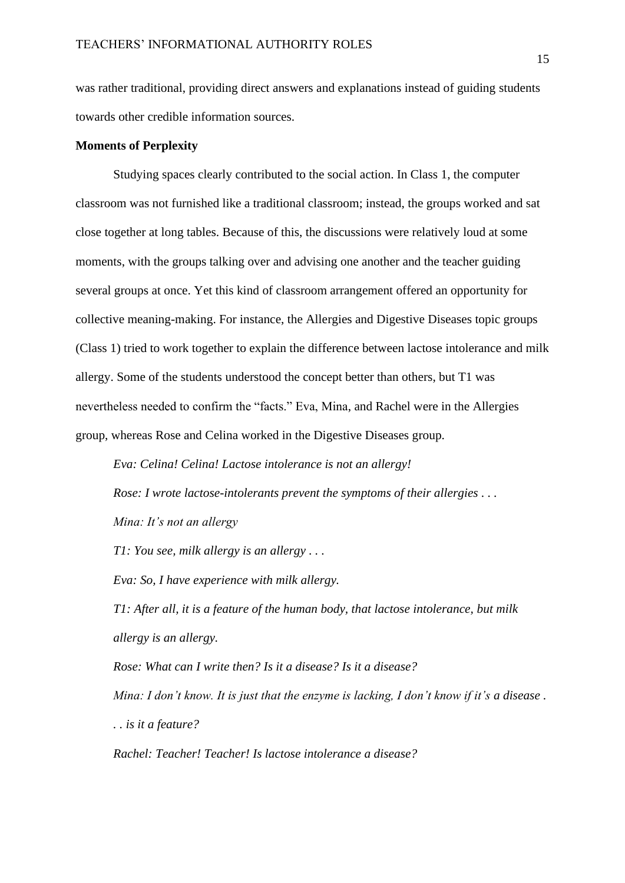was rather traditional, providing direct answers and explanations instead of guiding students towards other credible information sources.

**Moments of Perplexity**

Studying spaces clearly contributed to the social action. In Class 1, the computer classroom was not furnished like a traditional classroom; instead, the groups worked and sat close together at long tables. Because of this, the discussions were relatively loud at some moments, with the groups talking over and advising one another and the teacher guiding several groups at once. Yet this kind of classroom arrangement offered an opportunity for collective meaning-making. For instance, the Allergies and Digestive Diseases topic groups (Class 1) tried to work together to explain the difference between lactose intolerance and milk allergy. Some of the students understood the concept better than others, but T1 was nevertheless needed to confirm the "facts." Eva, Mina, and Rachel were in the Allergies group, whereas Rose and Celina worked in the Digestive Diseases group.

*Eva: Celina! Celina! Lactose intolerance is not an allergy!*

*Rose: I wrote lactose-intolerants prevent the symptoms of their allergies . . .*

*Mina: It's not an allergy*

*T1: You see, milk allergy is an allergy . . .*

*Eva: So, I have experience with milk allergy.*

*T1: After all, it is a feature of the human body, that lactose intolerance, but milk allergy is an allergy.*

*Rose: What can I write then? Is it a disease? Is it a disease?*

*Mina: I don't know. It is just that the enzyme is lacking, I don't know if it's a disease . . . is it a feature?*

*Rachel: Teacher! Teacher! Is lactose intolerance a disease?*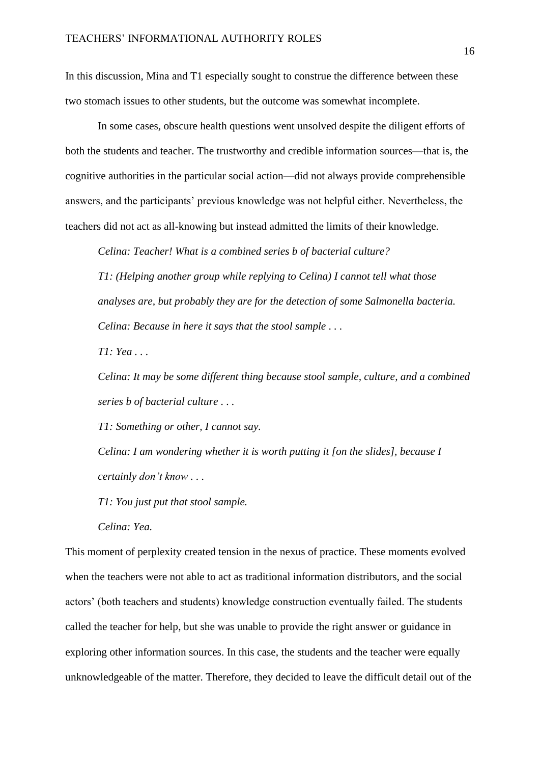In this discussion, Mina and T1 especially sought to construe the difference between these two stomach issues to other students, but the outcome was somewhat incomplete.

In some cases, obscure health questions went unsolved despite the diligent efforts of both the students and teacher. The trustworthy and credible information sources—that is, the cognitive authorities in the particular social action—did not always provide comprehensible answers, and the participants' previous knowledge was not helpful either. Nevertheless, the teachers did not act as all-knowing but instead admitted the limits of their knowledge.

> *Celina: Teacher! What is a combined series b of bacterial culture?*
>
> *T1: (Helping another group while replying to Celina) I cannot tell what those analyses are, but probably they are for the detection of some Salmonella bacteria.*
>
> *Celina: Because in here it says that the stool sample . . .*
>
> *T1: Yea . . .*
>
> *Celina: It may be some different thing because stool sample, culture, and a combined series b of bacterial culture . . .*
>
> *T1: Something or other, I cannot say.*
>
> *Celina: I am wondering whether it is worth putting it [on the slides], because I certainly don't know . . .*
>
> *T1: You just put that stool sample.*
>
> *Celina: Yea.*

This moment of perplexity created tension in the nexus of practice. These moments evolved when the teachers were not able to act as traditional information distributors, and the social actors' (both teachers and students) knowledge construction eventually failed. The students called the teacher for help, but she was unable to provide the right answer or guidance in exploring other information sources. In this case, the students and the teacher were equally unknowledgeable of the matter. Therefore, they decided to leave the difficult detail out of the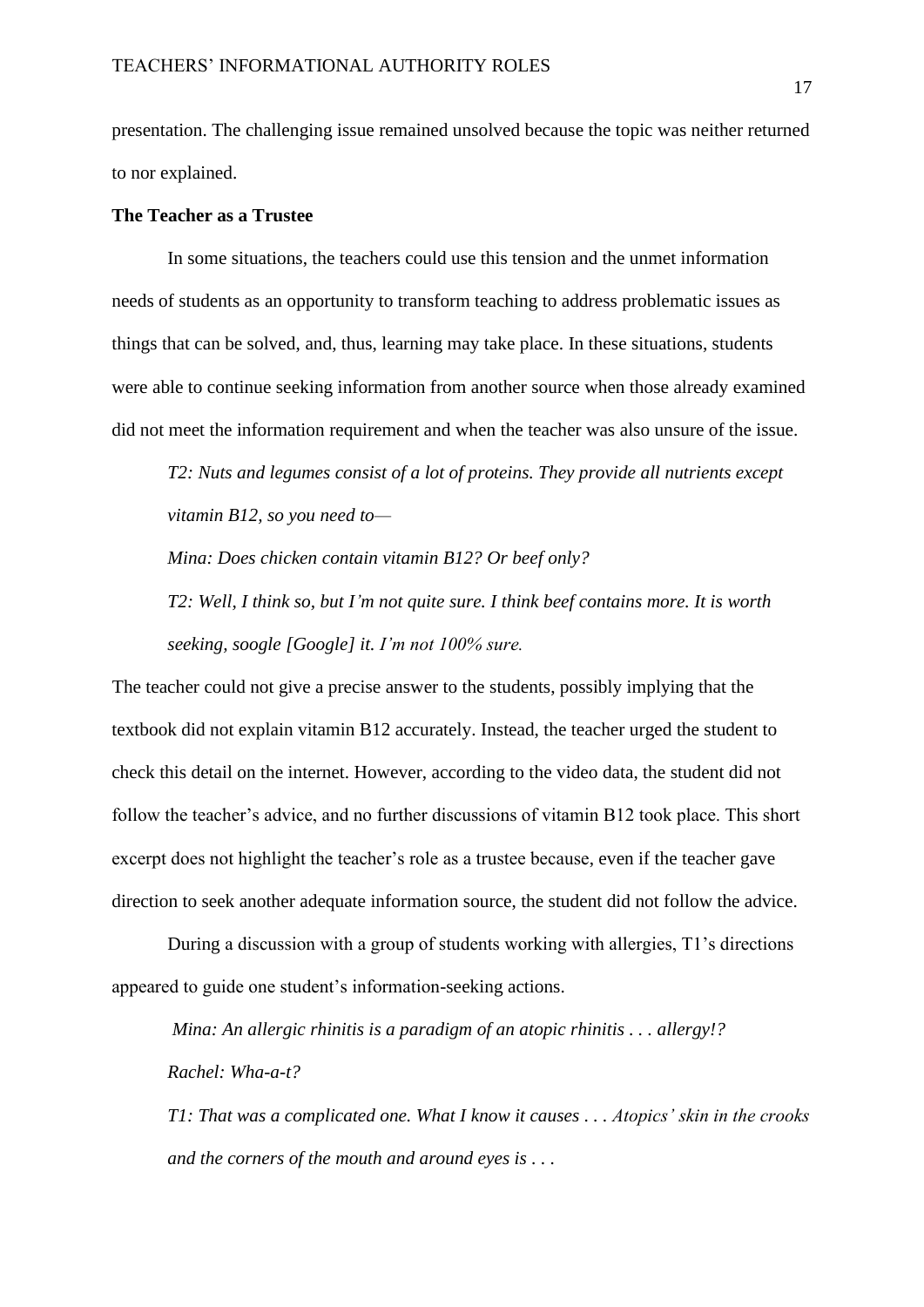presentation. The challenging issue remained unsolved because the topic was neither returned to nor explained.

**The Teacher as a Trustee**

In some situations, the teachers could use this tension and the unmet information needs of students as an opportunity to transform teaching to address problematic issues as things that can be solved, and, thus, learning may take place. In these situations, students were able to continue seeking information from another source when those already examined did not meet the information requirement and when the teacher was also unsure of the issue.

> *T2: Nuts and legumes consist of a lot of proteins. They provide all nutrients except vitamin B12, so you need to—*
>
> *Mina: Does chicken contain vitamin B12? Or beef only?*
>
> *T2: Well, I think so, but I'm not quite sure. I think beef contains more. It is worth seeking, soogle [Google] it. I'm not 100% sure.*

The teacher could not give a precise answer to the students, possibly implying that the textbook did not explain vitamin B12 accurately. Instead, the teacher urged the student to check this detail on the internet. However, according to the video data, the student did not follow the teacher's advice, and no further discussions of vitamin B12 took place. This short excerpt does not highlight the teacher's role as a trustee because, even if the teacher gave direction to seek another adequate information source, the student did not follow the advice.

During a discussion with a group of students working with allergies, T1's directions appeared to guide one student's information-seeking actions.

> *Mina: An allergic rhinitis is a paradigm of an atopic rhinitis . . . allergy!?*
>
> *Rachel: Wha-a-t?*
>
> *T1: That was a complicated one. What I know it causes . . . Atopics' skin in the crooks and the corners of the mouth and around eyes is . . .*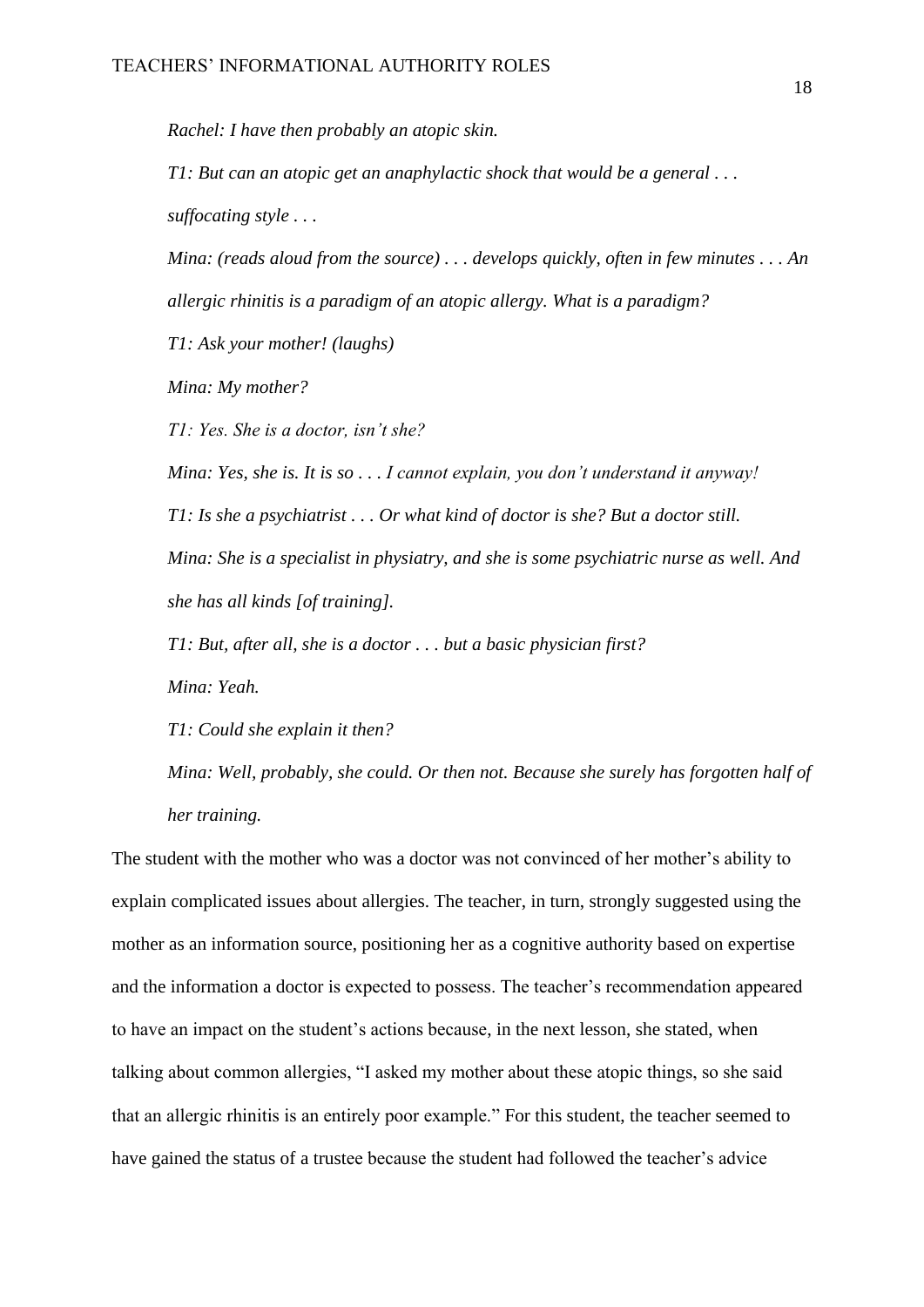*Rachel: I have then probably an atopic skin.*

*T1: But can an atopic get an anaphylactic shock that would be a general . . . suffocating style . . .*

*Mina: (reads aloud from the source) . . . develops quickly, often in few minutes . . . An allergic rhinitis is a paradigm of an atopic allergy. What is a paradigm?*

*T1: Ask your mother! (laughs)*

*Mina: My mother?*

*T1: Yes. She is a doctor, isn't she?*

*Mina: Yes, she is. It is so . . . I cannot explain, you don't understand it anyway!*

*T1: Is she a psychiatrist . . . Or what kind of doctor is she? But a doctor still.*

*Mina: She is a specialist in physiatry, and she is some psychiatric nurse as well. And she has all kinds [of training].*

*T1: But, after all, she is a doctor . . . but a basic physician first?*

*Mina: Yeah.*

*T1: Could she explain it then?*

*Mina: Well, probably, she could. Or then not. Because she surely has forgotten half of her training.*

The student with the mother who was a doctor was not convinced of her mother's ability to explain complicated issues about allergies. The teacher, in turn, strongly suggested using the mother as an information source, positioning her as a cognitive authority based on expertise and the information a doctor is expected to possess. The teacher's recommendation appeared to have an impact on the student's actions because, in the next lesson, she stated, when talking about common allergies, "I asked my mother about these atopic things, so she said that an allergic rhinitis is an entirely poor example." For this student, the teacher seemed to have gained the status of a trustee because the student had followed the teacher's advice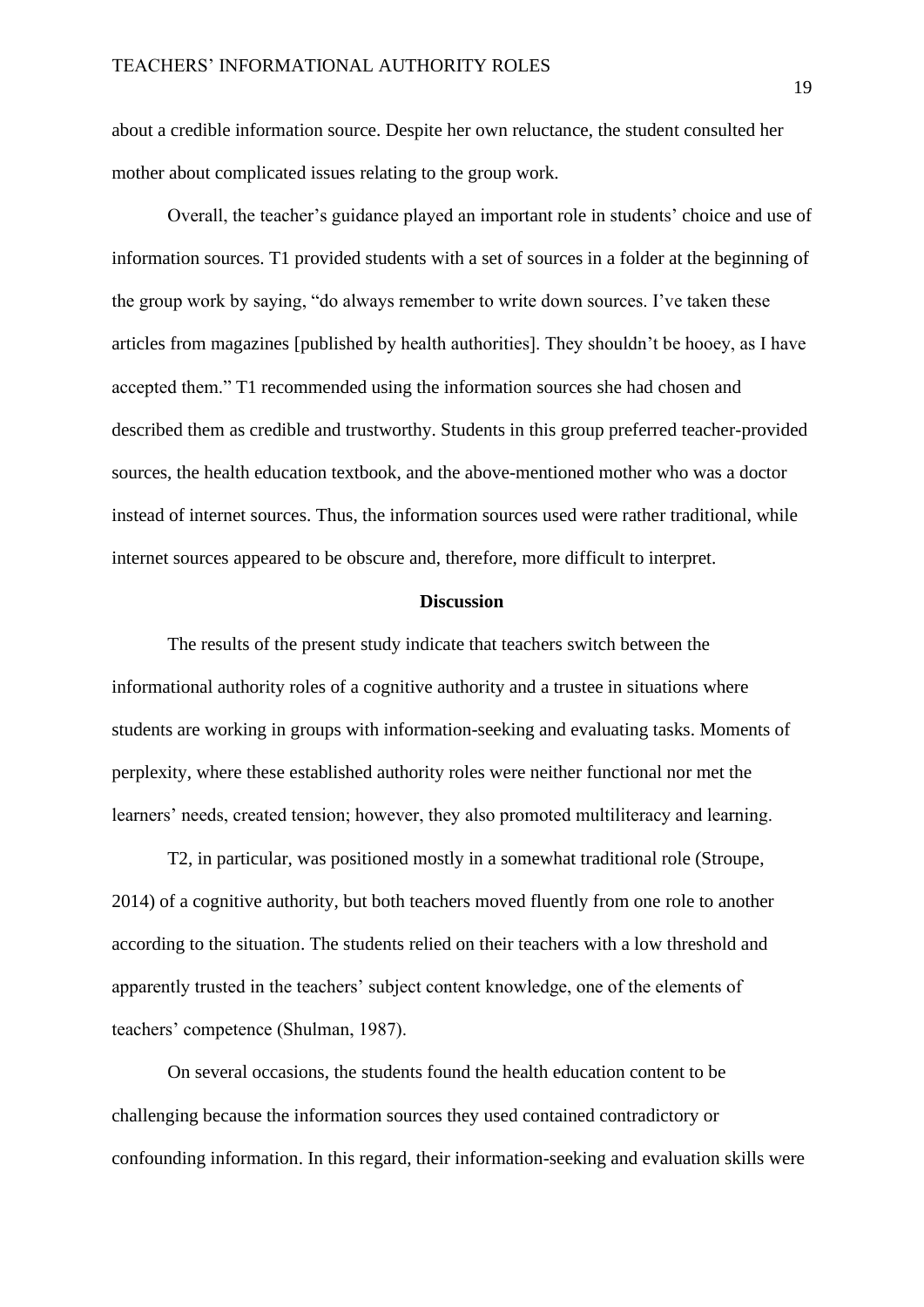about a credible information source. Despite her own reluctance, the student consulted her mother about complicated issues relating to the group work.

Overall, the teacher's guidance played an important role in students' choice and use of information sources. T1 provided students with a set of sources in a folder at the beginning of the group work by saying, "do always remember to write down sources. I've taken these articles from magazines [published by health authorities]. They shouldn't be hooey, as I have accepted them." T1 recommended using the information sources she had chosen and described them as credible and trustworthy. Students in this group preferred teacher-provided sources, the health education textbook, and the above-mentioned mother who was a doctor instead of internet sources. Thus, the information sources used were rather traditional, while internet sources appeared to be obscure and, therefore, more difficult to interpret.

## Discussion

The results of the present study indicate that teachers switch between the informational authority roles of a cognitive authority and a trustee in situations where students are working in groups with information-seeking and evaluating tasks. Moments of perplexity, where these established authority roles were neither functional nor met the learners' needs, created tension; however, they also promoted multiliteracy and learning.

T2, in particular, was positioned mostly in a somewhat traditional role (Stroupe, 2014) of a cognitive authority, but both teachers moved fluently from one role to another according to the situation. The students relied on their teachers with a low threshold and apparently trusted in the teachers' subject content knowledge, one of the elements of teachers' competence (Shulman, 1987).

On several occasions, the students found the health education content to be challenging because the information sources they used contained contradictory or confounding information. In this regard, their information-seeking and evaluation skills were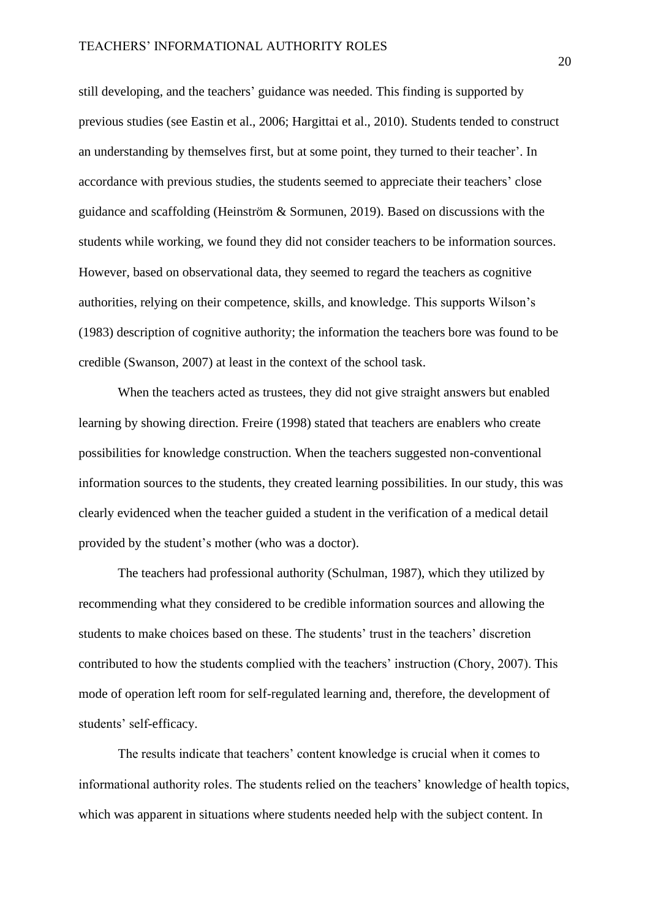still developing, and the teachers' guidance was needed. This finding is supported by previous studies (see Eastin et al., 2006; Hargittai et al., 2010). Students tended to construct an understanding by themselves first, but at some point, they turned to their teacher'. In accordance with previous studies, the students seemed to appreciate their teachers' close guidance and scaffolding (Heinström & Sormunen, 2019). Based on discussions with the students while working, we found they did not consider teachers to be information sources. However, based on observational data, they seemed to regard the teachers as cognitive authorities, relying on their competence, skills, and knowledge. This supports Wilson's (1983) description of cognitive authority; the information the teachers bore was found to be credible (Swanson, 2007) at least in the context of the school task.

When the teachers acted as trustees, they did not give straight answers but enabled learning by showing direction. Freire (1998) stated that teachers are enablers who create possibilities for knowledge construction. When the teachers suggested non-conventional information sources to the students, they created learning possibilities. In our study, this was clearly evidenced when the teacher guided a student in the verification of a medical detail provided by the student's mother (who was a doctor).

The teachers had professional authority (Schulman, 1987), which they utilized by recommending what they considered to be credible information sources and allowing the students to make choices based on these. The students' trust in the teachers' discretion contributed to how the students complied with the teachers' instruction (Chory, 2007). This mode of operation left room for self-regulated learning and, therefore, the development of students' self-efficacy.

The results indicate that teachers' content knowledge is crucial when it comes to informational authority roles. The students relied on the teachers' knowledge of health topics, which was apparent in situations where students needed help with the subject content. In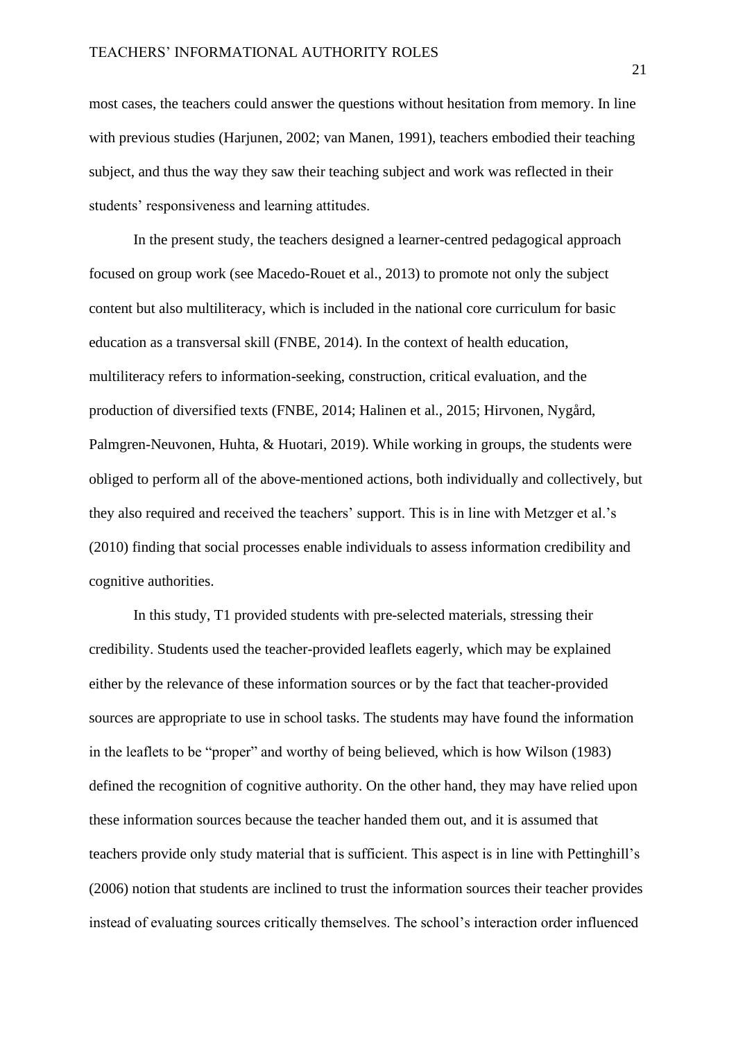most cases, the teachers could answer the questions without hesitation from memory. In line with previous studies (Harjunen, 2002; van Manen, 1991), teachers embodied their teaching subject, and thus the way they saw their teaching subject and work was reflected in their students' responsiveness and learning attitudes.

In the present study, the teachers designed a learner-centred pedagogical approach focused on group work (see Macedo-Rouet et al., 2013) to promote not only the subject content but also multiliteracy, which is included in the national core curriculum for basic education as a transversal skill (FNBE, 2014). In the context of health education, multiliteracy refers to information-seeking, construction, critical evaluation, and the production of diversified texts (FNBE, 2014; Halinen et al., 2015; Hirvonen, Nygård, Palmgren-Neuvonen, Huhta, & Huotari, 2019). While working in groups, the students were obliged to perform all of the above-mentioned actions, both individually and collectively, but they also required and received the teachers' support. This is in line with Metzger et al.'s (2010) finding that social processes enable individuals to assess information credibility and cognitive authorities.

In this study, T1 provided students with pre-selected materials, stressing their credibility. Students used the teacher-provided leaflets eagerly, which may be explained either by the relevance of these information sources or by the fact that teacher-provided sources are appropriate to use in school tasks. The students may have found the information in the leaflets to be "proper" and worthy of being believed, which is how Wilson (1983) defined the recognition of cognitive authority. On the other hand, they may have relied upon these information sources because the teacher handed them out, and it is assumed that teachers provide only study material that is sufficient. This aspect is in line with Pettinghill's (2006) notion that students are inclined to trust the information sources their teacher provides instead of evaluating sources critically themselves. The school's interaction order influenced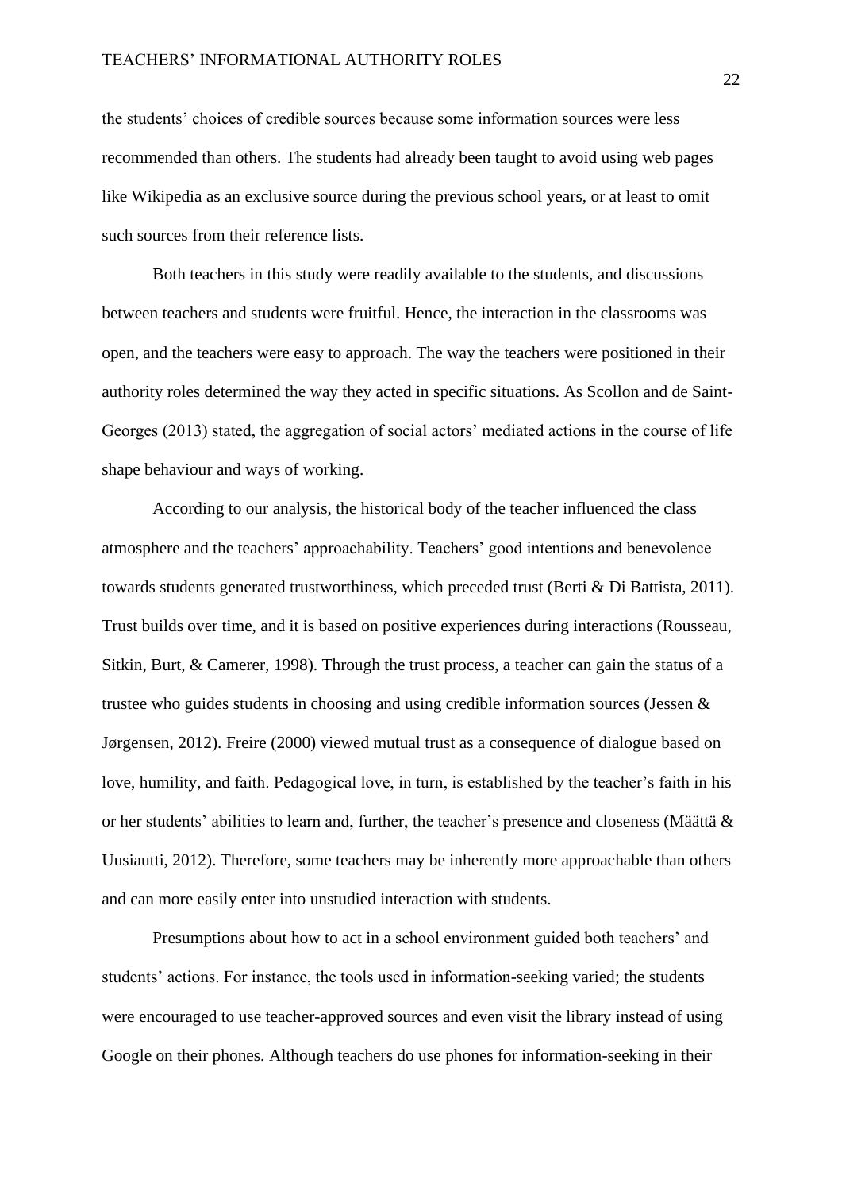the students' choices of credible sources because some information sources were less recommended than others. The students had already been taught to avoid using web pages like Wikipedia as an exclusive source during the previous school years, or at least to omit such sources from their reference lists.

Both teachers in this study were readily available to the students, and discussions between teachers and students were fruitful. Hence, the interaction in the classrooms was open, and the teachers were easy to approach. The way the teachers were positioned in their authority roles determined the way they acted in specific situations. As Scollon and de Saint-Georges (2013) stated, the aggregation of social actors' mediated actions in the course of life shape behaviour and ways of working.

According to our analysis, the historical body of the teacher influenced the class atmosphere and the teachers' approachability. Teachers' good intentions and benevolence towards students generated trustworthiness, which preceded trust (Berti & Di Battista, 2011). Trust builds over time, and it is based on positive experiences during interactions (Rousseau, Sitkin, Burt, & Camerer, 1998). Through the trust process, a teacher can gain the status of a trustee who guides students in choosing and using credible information sources (Jessen & Jørgensen, 2012). Freire (2000) viewed mutual trust as a consequence of dialogue based on love, humility, and faith. Pedagogical love, in turn, is established by the teacher's faith in his or her students' abilities to learn and, further, the teacher's presence and closeness (Määttä & Uusiautti, 2012). Therefore, some teachers may be inherently more approachable than others and can more easily enter into unstudied interaction with students.

Presumptions about how to act in a school environment guided both teachers' and students' actions. For instance, the tools used in information-seeking varied; the students were encouraged to use teacher-approved sources and even visit the library instead of using Google on their phones. Although teachers do use phones for information-seeking in their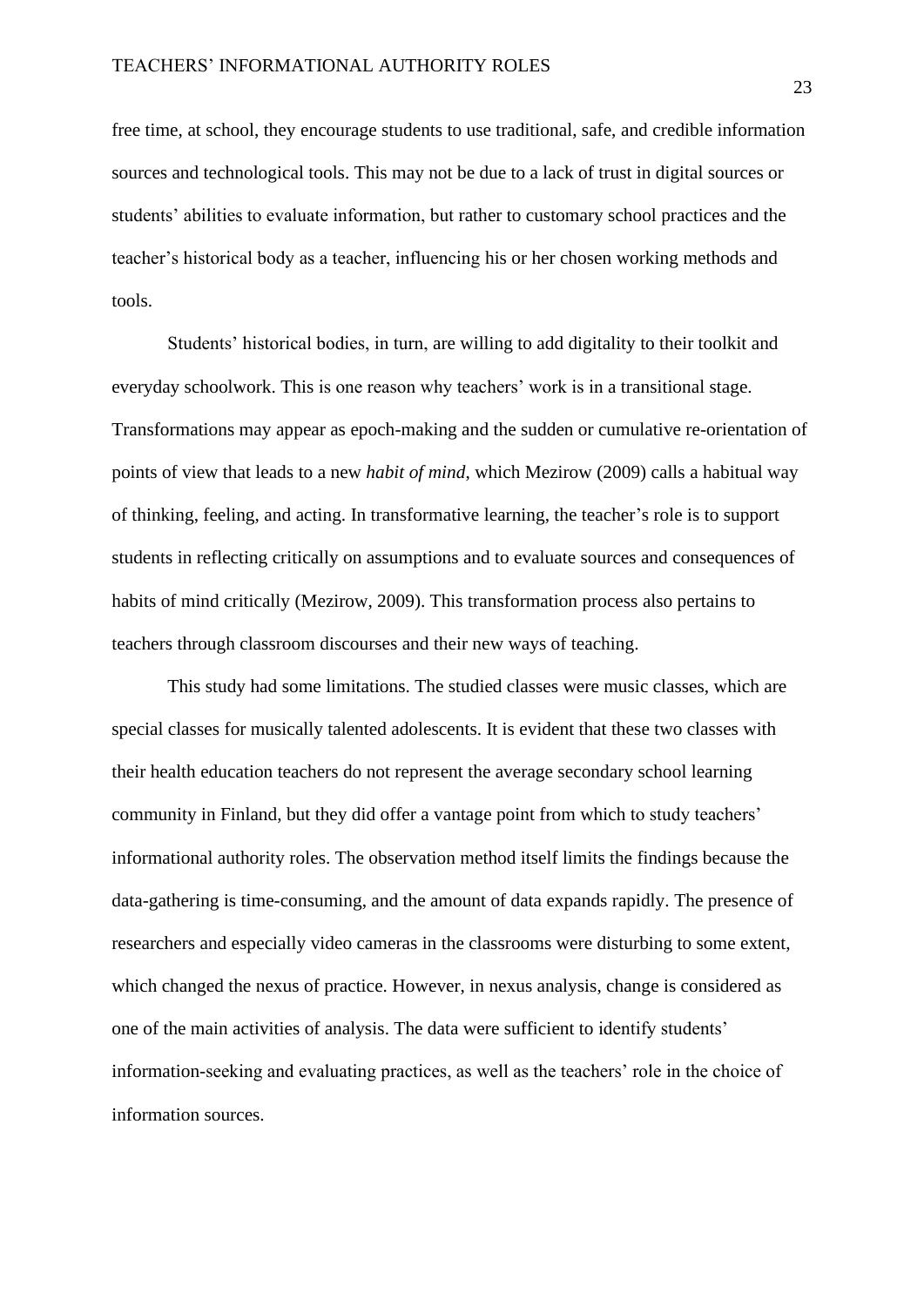free time, at school, they encourage students to use traditional, safe, and credible information sources and technological tools. This may not be due to a lack of trust in digital sources or students' abilities to evaluate information, but rather to customary school practices and the teacher's historical body as a teacher, influencing his or her chosen working methods and tools.

Students' historical bodies, in turn, are willing to add digitality to their toolkit and everyday schoolwork. This is one reason why teachers' work is in a transitional stage. Transformations may appear as epoch-making and the sudden or cumulative re-orientation of points of view that leads to a new *habit of mind*, which Mezirow (2009) calls a habitual way of thinking, feeling, and acting. In transformative learning, the teacher's role is to support students in reflecting critically on assumptions and to evaluate sources and consequences of habits of mind critically (Mezirow, 2009). This transformation process also pertains to teachers through classroom discourses and their new ways of teaching.

This study had some limitations. The studied classes were music classes, which are special classes for musically talented adolescents. It is evident that these two classes with their health education teachers do not represent the average secondary school learning community in Finland, but they did offer a vantage point from which to study teachers' informational authority roles. The observation method itself limits the findings because the data-gathering is time-consuming, and the amount of data expands rapidly. The presence of researchers and especially video cameras in the classrooms were disturbing to some extent, which changed the nexus of practice. However, in nexus analysis, change is considered as one of the main activities of analysis. The data were sufficient to identify students' information-seeking and evaluating practices, as well as the teachers' role in the choice of information sources.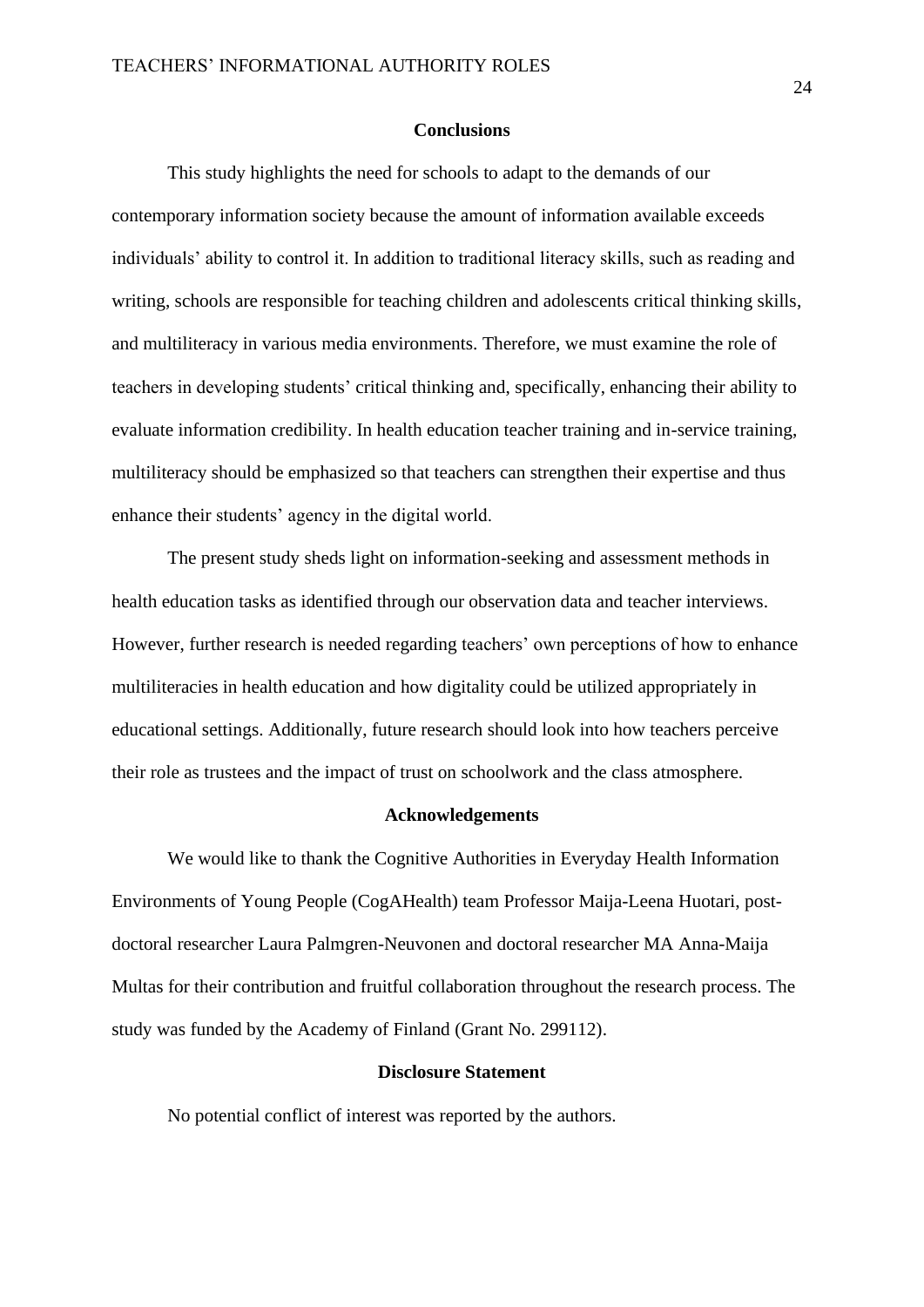## Conclusions

This study highlights the need for schools to adapt to the demands of our contemporary information society because the amount of information available exceeds individuals' ability to control it. In addition to traditional literacy skills, such as reading and writing, schools are responsible for teaching children and adolescents critical thinking skills, and multiliteracy in various media environments. Therefore, we must examine the role of teachers in developing students' critical thinking and, specifically, enhancing their ability to evaluate information credibility. In health education teacher training and in-service training, multiliteracy should be emphasized so that teachers can strengthen their expertise and thus enhance their students' agency in the digital world.

The present study sheds light on information-seeking and assessment methods in health education tasks as identified through our observation data and teacher interviews. However, further research is needed regarding teachers' own perceptions of how to enhance multiliteracies in health education and how digitality could be utilized appropriately in educational settings. Additionally, future research should look into how teachers perceive their role as trustees and the impact of trust on schoolwork and the class atmosphere.

## Acknowledgements

We would like to thank the Cognitive Authorities in Everyday Health Information Environments of Young People (CogAHealth) team Professor Maija-Leena Huotari, post-doctoral researcher Laura Palmgren-Neuvonen and doctoral researcher MA Anna-Maija Multas for their contribution and fruitful collaboration throughout the research process. The study was funded by the Academy of Finland (Grant No. 299112).

## Disclosure Statement

No potential conflict of interest was reported by the authors.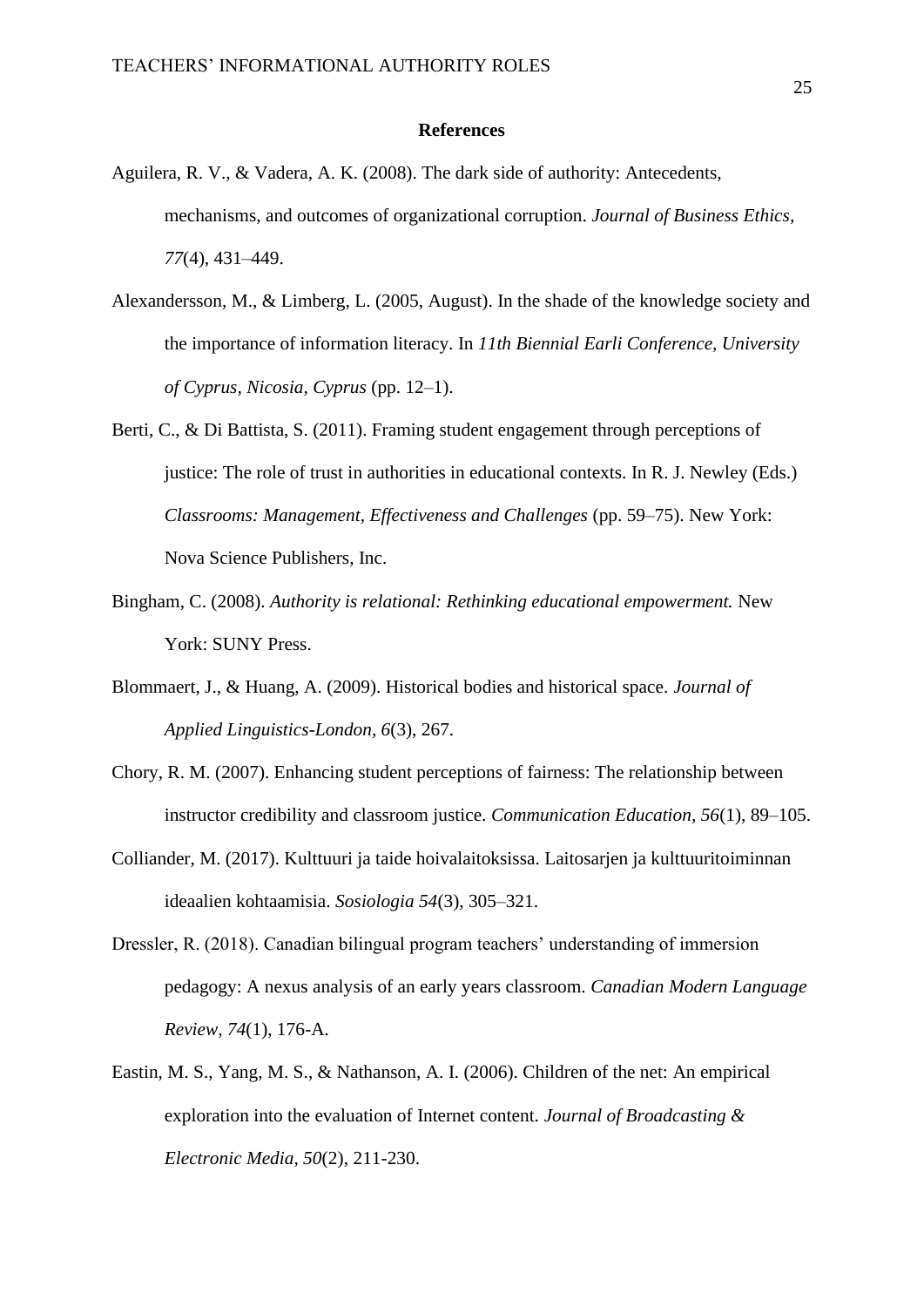**References**

Aguilera, R. V., & Vadera, A. K. (2008). The dark side of authority: Antecedents, mechanisms, and outcomes of organizational corruption. *Journal of Business Ethics, 77*(4), 431–449.

Alexandersson, M., & Limberg, L. (2005, August). In the shade of the knowledge society and the importance of information literacy. In *11th Biennial Earli Conference, University of Cyprus, Nicosia, Cyprus* (pp. 12–1).

Berti, C., & Di Battista, S. (2011). Framing student engagement through perceptions of justice: The role of trust in authorities in educational contexts. In R. J. Newley (Eds.) *Classrooms: Management, Effectiveness and Challenges* (pp. 59–75). New York: Nova Science Publishers, Inc.

Bingham, C. (2008). *Authority is relational: Rethinking educational empowerment.* New York: SUNY Press.

Blommaert, J., & Huang, A. (2009). Historical bodies and historical space. *Journal of Applied Linguistics-London, 6*(3), 267.

Chory, R. M. (2007). Enhancing student perceptions of fairness: The relationship between instructor credibility and classroom justice. *Communication Education, 56*(1), 89–105.

Colliander, M. (2017). Kulttuuri ja taide hoivalaitoksissa. Laitosarjen ja kulttuuritoiminnan ideaalien kohtaamisia. *Sosiologia 54*(3), 305–321.

Dressler, R. (2018). Canadian bilingual program teachers' understanding of immersion pedagogy: A nexus analysis of an early years classroom. *Canadian Modern Language Review, 74*(1), 176-A.

Eastin, M. S., Yang, M. S., & Nathanson, A. I. (2006). Children of the net: An empirical exploration into the evaluation of Internet content. *Journal of Broadcasting & Electronic Media, 50*(2), 211-230.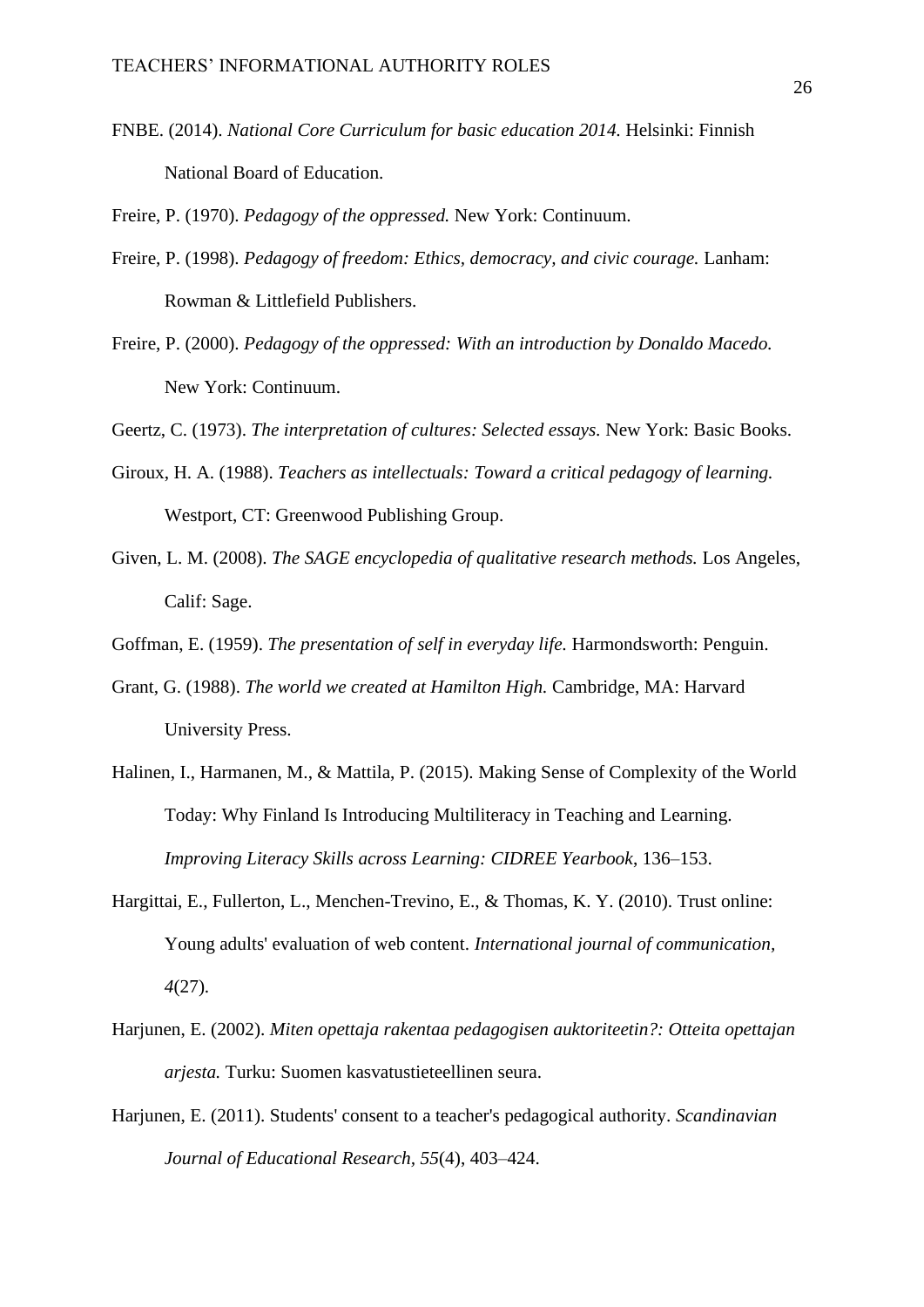FNBE. (2014). *National Core Curriculum for basic education 2014.* Helsinki: Finnish National Board of Education.

Freire, P. (1970). *Pedagogy of the oppressed.* New York: Continuum.

Freire, P. (1998). *Pedagogy of freedom: Ethics, democracy, and civic courage.* Lanham: Rowman & Littlefield Publishers.

Freire, P. (2000). *Pedagogy of the oppressed: With an introduction by Donaldo Macedo.* New York: Continuum.

Geertz, C. (1973). *The interpretation of cultures: Selected essays.* New York: Basic Books.

Giroux, H. A. (1988). *Teachers as intellectuals: Toward a critical pedagogy of learning.* Westport, CT: Greenwood Publishing Group.

Given, L. M. (2008). *The SAGE encyclopedia of qualitative research methods.* Los Angeles, Calif: Sage.

Goffman, E. (1959). *The presentation of self in everyday life.* Harmondsworth: Penguin.

Grant, G. (1988). *The world we created at Hamilton High.* Cambridge, MA: Harvard University Press.

Halinen, I., Harmanen, M., & Mattila, P. (2015). Making Sense of Complexity of the World Today: Why Finland Is Introducing Multiliteracy in Teaching and Learning. *Improving Literacy Skills across Learning: CIDREE Yearbook*, 136–153.

Hargittai, E., Fullerton, L., Menchen-Trevino, E., & Thomas, K. Y. (2010). Trust online: Young adults' evaluation of web content. *International journal of communication, 4*(27).

Harjunen, E. (2002). *Miten opettaja rakentaa pedagogisen auktoriteetin?: Otteita opettajan arjesta.* Turku: Suomen kasvatustieteellinen seura.

Harjunen, E. (2011). Students' consent to a teacher's pedagogical authority. *Scandinavian Journal of Educational Research, 55*(4), 403–424.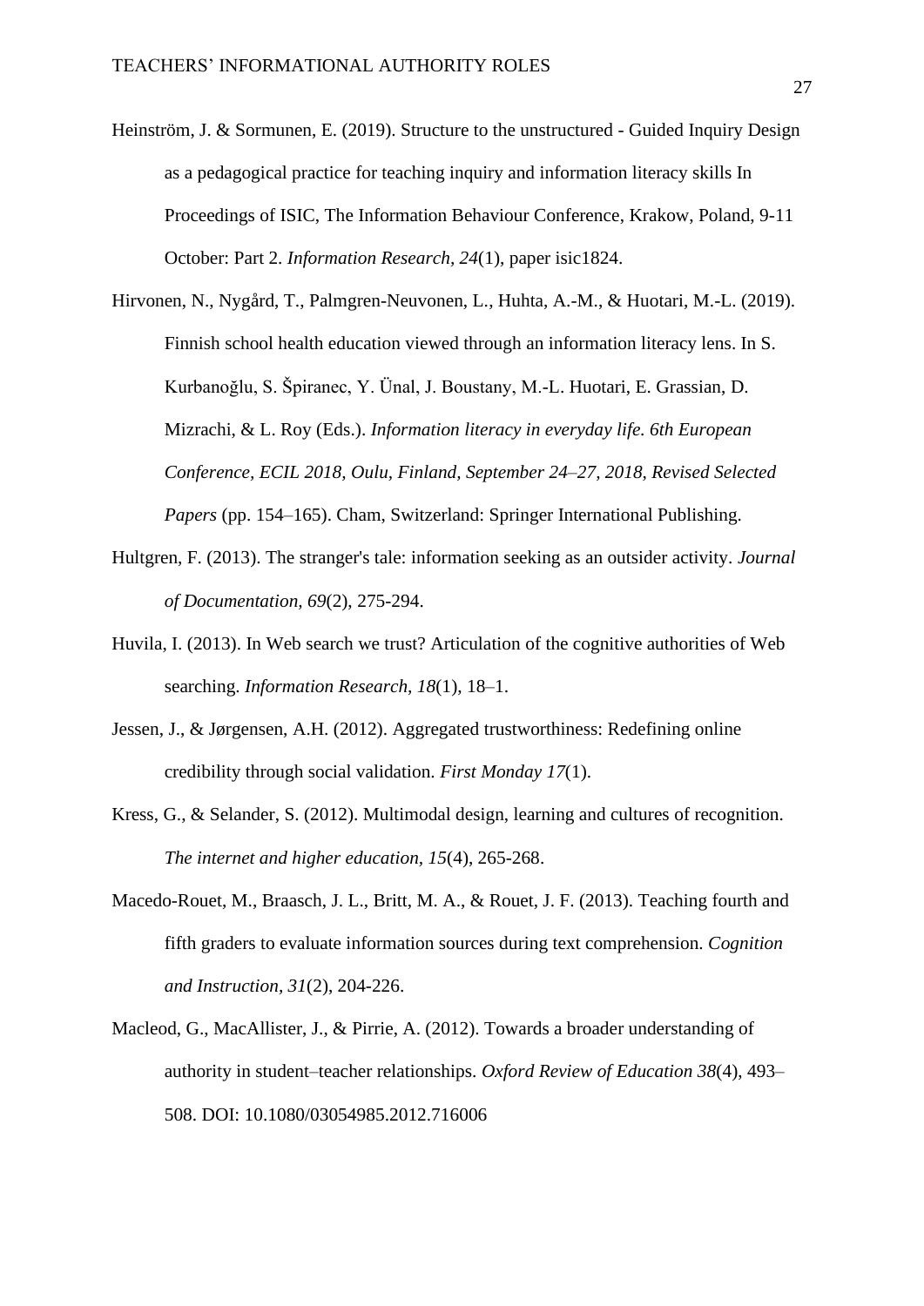Heinström, J. & Sormunen, E. (2019). Structure to the unstructured - Guided Inquiry Design as a pedagogical practice for teaching inquiry and information literacy skills In Proceedings of ISIC, The Information Behaviour Conference, Krakow, Poland, 9-11 October: Part 2. *Information Research, 24*(1), paper isic1824.

Hirvonen, N., Nygård, T., Palmgren-Neuvonen, L., Huhta, A.-M., & Huotari, M.-L. (2019). Finnish school health education viewed through an information literacy lens. In S. Kurbanoğlu, S. Špiranec, Y. Ünal, J. Boustany, M.-L. Huotari, E. Grassian, D. Mizrachi, & L. Roy (Eds.). *Information literacy in everyday life. 6th European Conference, ECIL 2018, Oulu, Finland, September 24–27, 2018, Revised Selected Papers* (pp. 154–165). Cham, Switzerland: Springer International Publishing.

Hultgren, F. (2013). The stranger's tale: information seeking as an outsider activity. *Journal of Documentation, 69*(2), 275-294.

Huvila, I. (2013). In Web search we trust? Articulation of the cognitive authorities of Web searching. *Information Research, 18*(1), 18–1.

Jessen, J., & Jørgensen, A.H. (2012). Aggregated trustworthiness: Redefining online credibility through social validation. *First Monday 17*(1).

Kress, G., & Selander, S. (2012). Multimodal design, learning and cultures of recognition. *The internet and higher education, 15*(4), 265-268.

Macedo-Rouet, M., Braasch, J. L., Britt, M. A., & Rouet, J. F. (2013). Teaching fourth and fifth graders to evaluate information sources during text comprehension. *Cognition and Instruction, 31*(2), 204-226.

Macleod, G., MacAllister, J., & Pirrie, A. (2012). Towards a broader understanding of authority in student–teacher relationships. *Oxford Review of Education 38*(4), 493–508. DOI: 10.1080/03054985.2012.716006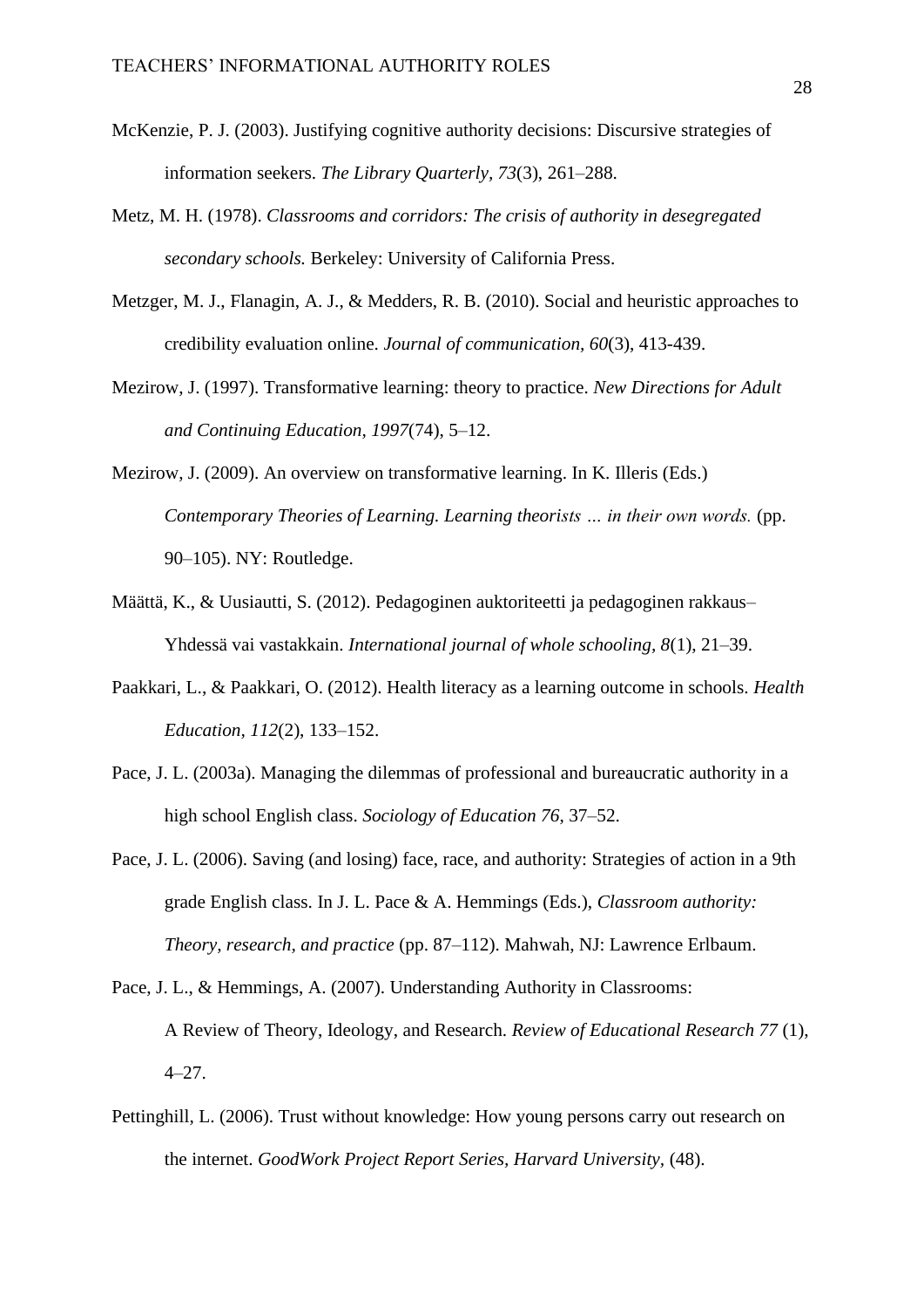McKenzie, P. J. (2003). Justifying cognitive authority decisions: Discursive strategies of information seekers. *The Library Quarterly*, *73*(3), 261–288.

Metz, M. H. (1978). *Classrooms and corridors: The crisis of authority in desegregated secondary schools.* Berkeley: University of California Press.

Metzger, M. J., Flanagin, A. J., & Medders, R. B. (2010). Social and heuristic approaches to credibility evaluation online. *Journal of communication, 60*(3), 413-439.

Mezirow, J. (1997). Transformative learning: theory to practice. *New Directions for Adult and Continuing Education, 1997*(74), 5–12.

Mezirow, J. (2009). An overview on transformative learning. In K. Illeris (Eds.) *Contemporary Theories of Learning. Learning theorists … in their own words.* (pp. 90–105). NY: Routledge.

Määttä, K., & Uusiautti, S. (2012). Pedagoginen auktoriteetti ja pedagoginen rakkaus–Yhdessä vai vastakkain. *International journal of whole schooling, 8*(1), 21–39.

Paakkari, L., & Paakkari, O. (2012). Health literacy as a learning outcome in schools. *Health Education, 112*(2), 133–152.

Pace, J. L. (2003a). Managing the dilemmas of professional and bureaucratic authority in a high school English class. *Sociology of Education 76*, 37–52.

Pace, J. L. (2006). Saving (and losing) face, race, and authority: Strategies of action in a 9th grade English class. In J. L. Pace & A. Hemmings (Eds.), *Classroom authority: Theory, research, and practice* (pp. 87–112). Mahwah, NJ: Lawrence Erlbaum.

Pace, J. L., & Hemmings, A. (2007). Understanding Authority in Classrooms: A Review of Theory, Ideology, and Research. *Review of Educational Research 77* (1), 4–27.

Pettinghill, L. (2006). Trust without knowledge: How young persons carry out research on the internet. *GoodWork Project Report Series, Harvard University,* (48).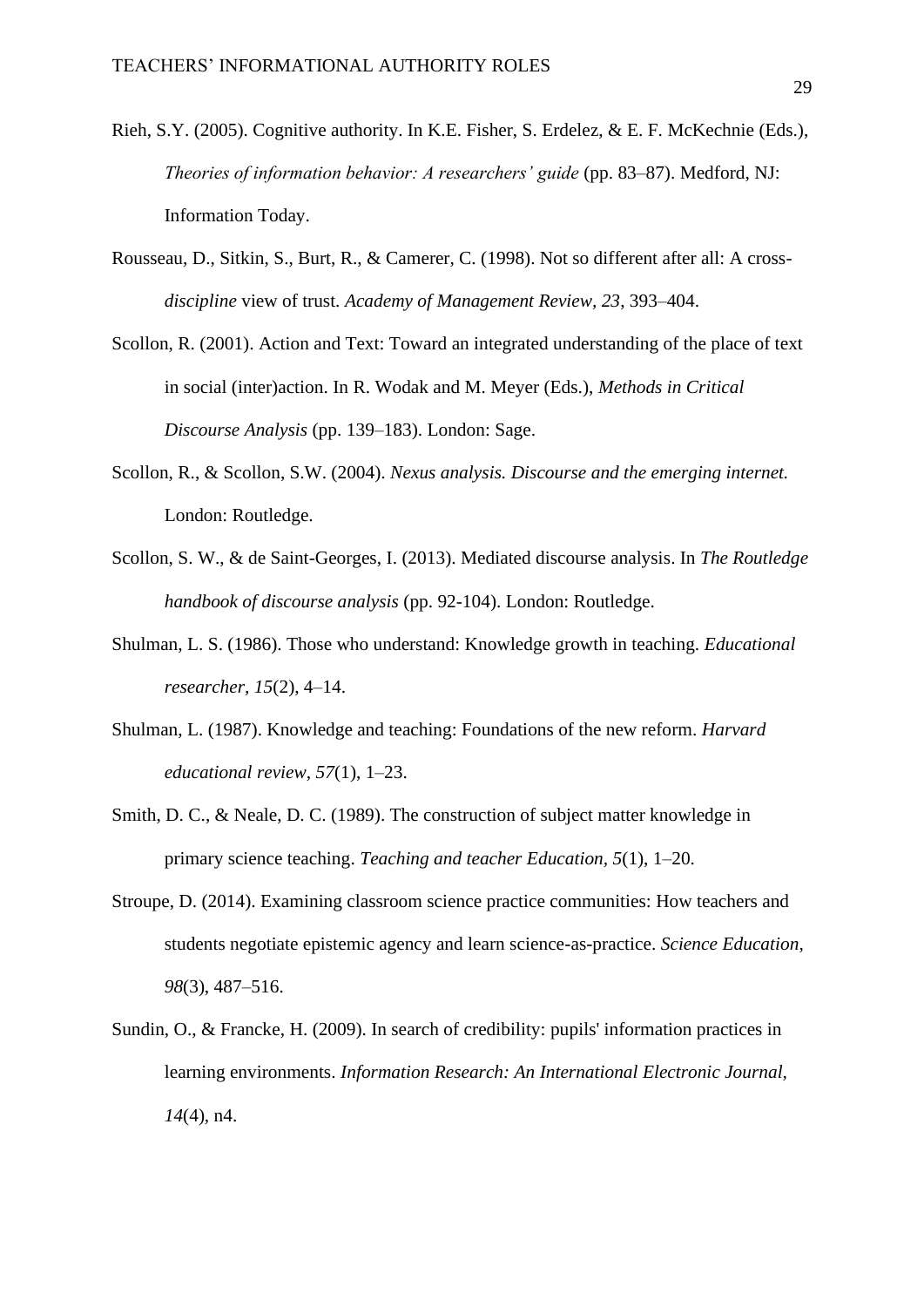Rieh, S.Y. (2005). Cognitive authority. In K.E. Fisher, S. Erdelez, & E. F. McKechnie (Eds.), *Theories of information behavior: A researchers' guide* (pp. 83–87). Medford, NJ: Information Today.

Rousseau, D., Sitkin, S., Burt, R., & Camerer, C. (1998). Not so different after all: A cross-*discipline* view of trust. *Academy of Management Review*, *23*, 393–404.

Scollon, R. (2001). Action and Text: Toward an integrated understanding of the place of text in social (inter)action. In R. Wodak and M. Meyer (Eds.), *Methods in Critical Discourse Analysis* (pp. 139–183). London: Sage.

Scollon, R., & Scollon, S.W. (2004). *Nexus analysis. Discourse and the emerging internet.* London: Routledge.

Scollon, S. W., & de Saint-Georges, I. (2013). Mediated discourse analysis. In *The Routledge handbook of discourse analysis* (pp. 92-104). London: Routledge.

Shulman, L. S. (1986). Those who understand: Knowledge growth in teaching. *Educational researcher*, *15*(2), 4–14.

Shulman, L. (1987). Knowledge and teaching: Foundations of the new reform. *Harvard educational review*, *57*(1), 1–23.

Smith, D. C., & Neale, D. C. (1989). The construction of subject matter knowledge in primary science teaching. *Teaching and teacher Education, 5*(1), 1–20.

Stroupe, D. (2014). Examining classroom science practice communities: How teachers and students negotiate epistemic agency and learn science-as-practice. *Science Education*, *98*(3), 487–516.

Sundin, O., & Francke, H. (2009). In search of credibility: pupils' information practices in learning environments. *Information Research: An International Electronic Journal*, *14*(4), n4.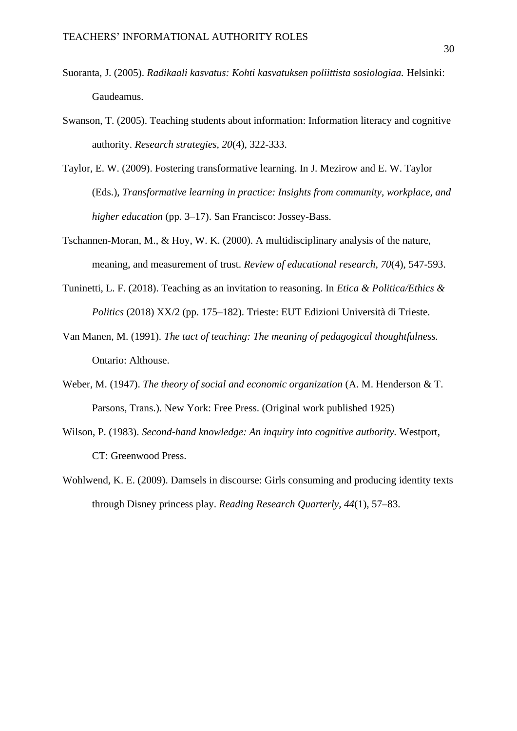Suoranta, J. (2005). *Radikaali kasvatus: Kohti kasvatuksen poliittista sosiologiaa.* Helsinki: Gaudeamus.

Swanson, T. (2005). Teaching students about information: Information literacy and cognitive authority. *Research strategies, 20*(4), 322-333.

Taylor, E. W. (2009). Fostering transformative learning. In J. Mezirow and E. W. Taylor (Eds.), *Transformative learning in practice: Insights from community, workplace, and higher education* (pp. 3–17). San Francisco: Jossey-Bass.

Tschannen-Moran, M., & Hoy, W. K. (2000). A multidisciplinary analysis of the nature, meaning, and measurement of trust. *Review of educational research, 70*(4), 547-593.

Tuninetti, L. F. (2018). Teaching as an invitation to reasoning. In *Etica & Politica/Ethics & Politics* (2018) XX/2 (pp. 175–182). Trieste: EUT Edizioni Università di Trieste.

Van Manen, M. (1991). *The tact of teaching: The meaning of pedagogical thoughtfulness.* Ontario: Althouse.

Weber, M. (1947). *The theory of social and economic organization* (A. M. Henderson & T. Parsons, Trans.). New York: Free Press. (Original work published 1925)

Wilson, P. (1983). *Second-hand knowledge: An inquiry into cognitive authority.* Westport, CT: Greenwood Press.

Wohlwend, K. E. (2009). Damsels in discourse: Girls consuming and producing identity texts through Disney princess play. *Reading Research Quarterly, 44*(1), 57–83.